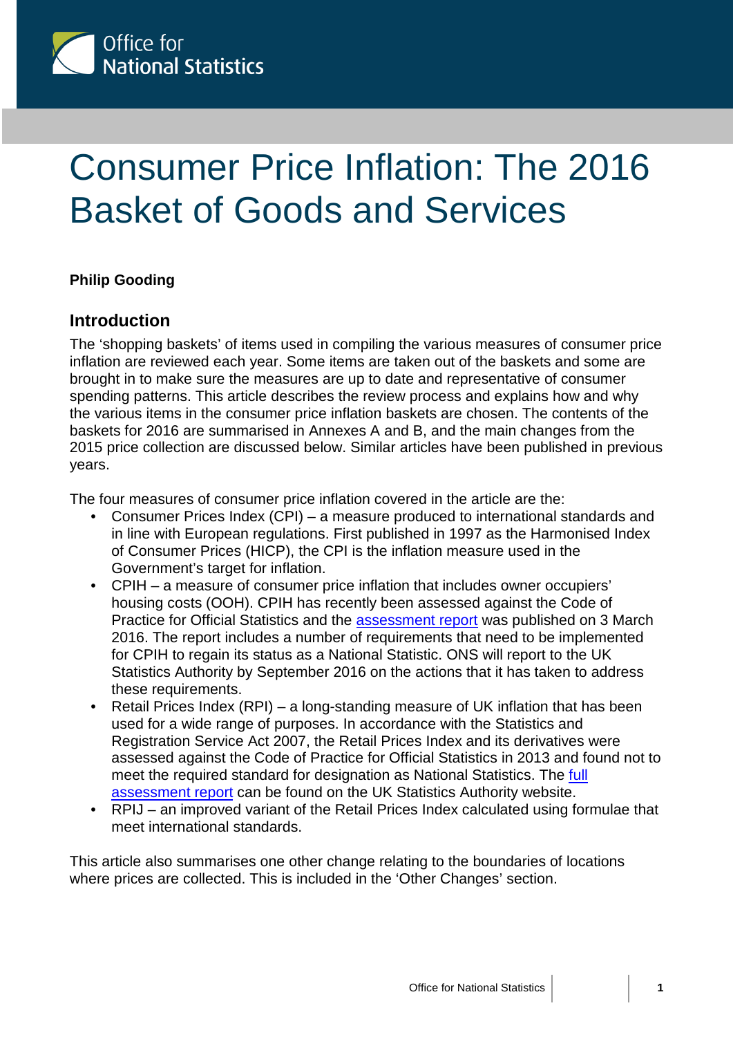# Consumer Price Inflation: The 2016 Basket of Goods and Services

**Philip Gooding**

## Introduction

The 'shopping baskets' of items used in compiling the various measures of consumer price inflation are reviewed each year. Some items are taken out of the baskets and some are brought in to make sure the measures are up to date and representative of consumer spending patterns. This article describes the review process and explains how and why the various items in the consumer price inflation baskets are chosen. The contents of the baskets for 2016 are summarised in Annexes A and B, and the main changes from the 2015 price collection are discussed below. Similar articles have been published in previous years.

The four measures of consumer price inflation covered in the article are the:

- Consumer Prices Index (CPI) – a measure produced to international standards and in line with European regulations. First published in 1997 as the Harmonised Index of Consumer Prices (HICP), the CPI is the inflation measure used in the Government's target for inflation.
- CPIH – a measure of consumer price inflation that includes owner occupiers' housing costs (OOH). CPIH has recently been assessed against the Code of Practice for Official Statistics and the assessment report was published on 3 March 2016. The report includes a number of requirements that need to be implemented for CPIH to regain its status as a National Statistic. ONS will report to the UK Statistics Authority by September 2016 on the actions that it has taken to address these requirements.
- Retail Prices Index (RPI) – a long-standing measure of UK inflation that has been used for a wide range of purposes. In accordance with the Statistics and Registration Service Act 2007, the Retail Prices Index and its derivatives were assessed against the Code of Practice for Official Statistics in 2013 and found not to meet the required standard for designation as National Statistics. The full assessment report can be found on the UK Statistics Authority website.
- RPIJ – an improved variant of the Retail Prices Index calculated using formulae that meet international standards.

This article also summarises one other change relating to the boundaries of locations where prices are collected. This is included in the 'Other Changes' section.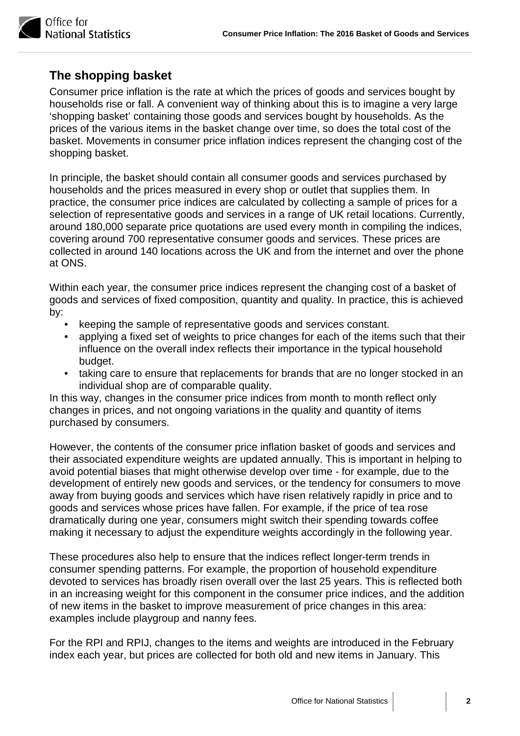## The shopping basket

Consumer price inflation is the rate at which the prices of goods and services bought by households rise or fall. A convenient way of thinking about this is to imagine a very large 'shopping basket' containing those goods and services bought by households. As the prices of the various items in the basket change over time, so does the total cost of the basket. Movements in consumer price inflation indices represent the changing cost of the shopping basket.

In principle, the basket should contain all consumer goods and services purchased by households and the prices measured in every shop or outlet that supplies them. In practice, the consumer price indices are calculated by collecting a sample of prices for a selection of representative goods and services in a range of UK retail locations. Currently, around 180,000 separate price quotations are used every month in compiling the indices, covering around 700 representative consumer goods and services. These prices are collected in around 140 locations across the UK and from the internet and over the phone at ONS.

Within each year, the consumer price indices represent the changing cost of a basket of goods and services of fixed composition, quantity and quality. In practice, this is achieved by:

- keeping the sample of representative goods and services constant.
- applying a fixed set of weights to price changes for each of the items such that their influence on the overall index reflects their importance in the typical household budget.
- taking care to ensure that replacements for brands that are no longer stocked in an individual shop are of comparable quality.

In this way, changes in the consumer price indices from month to month reflect only changes in prices, and not ongoing variations in the quality and quantity of items purchased by consumers.

However, the contents of the consumer price inflation basket of goods and services and their associated expenditure weights are updated annually. This is important in helping to avoid potential biases that might otherwise develop over time - for example, due to the development of entirely new goods and services, or the tendency for consumers to move away from buying goods and services which have risen relatively rapidly in price and to goods and services whose prices have fallen. For example, if the price of tea rose dramatically during one year, consumers might switch their spending towards coffee making it necessary to adjust the expenditure weights accordingly in the following year.

These procedures also help to ensure that the indices reflect longer-term trends in consumer spending patterns. For example, the proportion of household expenditure devoted to services has broadly risen overall over the last 25 years. This is reflected both in an increasing weight for this component in the consumer price indices, and the addition of new items in the basket to improve measurement of price changes in this area: examples include playgroup and nanny fees.

For the RPI and RPIJ, changes to the items and weights are introduced in the February index each year, but prices are collected for both old and new items in January. This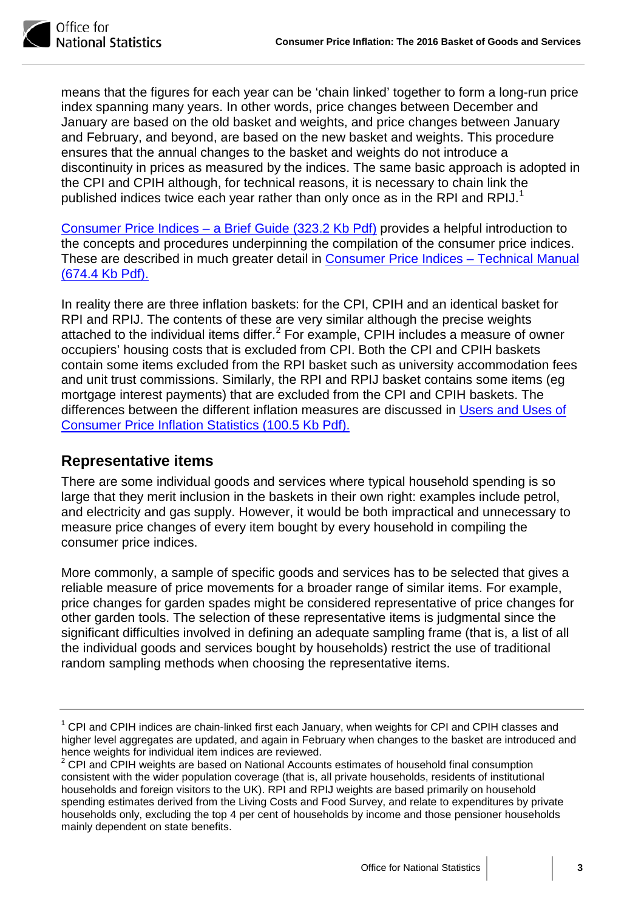means that the figures for each year can be 'chain linked' together to form a long-run price index spanning many years. In other words, price changes between December and January are based on the old basket and weights, and price changes between January and February, and beyond, are based on the new basket and weights. This procedure ensures that the annual changes to the basket and weights do not introduce a discontinuity in prices as measured by the indices. The same basic approach is adopted in the CPI and CPIH although, for technical reasons, it is necessary to chain link the published indices twice each year rather than only once as in the RPI and RPIJ.[1]

Consumer Price Indices – a Brief Guide (323.2 Kb Pdf) provides a helpful introduction to the concepts and procedures underpinning the compilation of the consumer price indices. These are described in much greater detail in Consumer Price Indices – Technical Manual (674.4 Kb Pdf).

In reality there are three inflation baskets: for the CPI, CPIH and an identical basket for RPI and RPIJ. The contents of these are very similar although the precise weights attached to the individual items differ.[2] For example, CPIH includes a measure of owner occupiers' housing costs that is excluded from CPI. Both the CPI and CPIH baskets contain some items excluded from the RPI basket such as university accommodation fees and unit trust commissions. Similarly, the RPI and RPIJ basket contains some items (eg mortgage interest payments) that are excluded from the CPI and CPIH baskets. The differences between the different inflation measures are discussed in Users and Uses of Consumer Price Inflation Statistics (100.5 Kb Pdf).

## Representative items

There are some individual goods and services where typical household spending is so large that they merit inclusion in the baskets in their own right: examples include petrol, and electricity and gas supply. However, it would be both impractical and unnecessary to measure price changes of every item bought by every household in compiling the consumer price indices.

More commonly, a sample of specific goods and services has to be selected that gives a reliable measure of price movements for a broader range of similar items. For example, price changes for garden spades might be considered representative of price changes for other garden tools. The selection of these representative items is judgmental since the significant difficulties involved in defining an adequate sampling frame (that is, a list of all the individual goods and services bought by households) restrict the use of traditional random sampling methods when choosing the representative items.

---

[1] CPI and CPIH indices are chain-linked first each January, when weights for CPI and CPIH classes and higher level aggregates are updated, and again in February when changes to the basket are introduced and hence weights for individual item indices are reviewed.

[2] CPI and CPIH weights are based on National Accounts estimates of household final consumption consistent with the wider population coverage (that is, all private households, residents of institutional households and foreign visitors to the UK). RPI and RPIJ weights are based primarily on household spending estimates derived from the Living Costs and Food Survey, and relate to expenditures by private households only, excluding the top 4 per cent of households by income and those pensioner households mainly dependent on state benefits.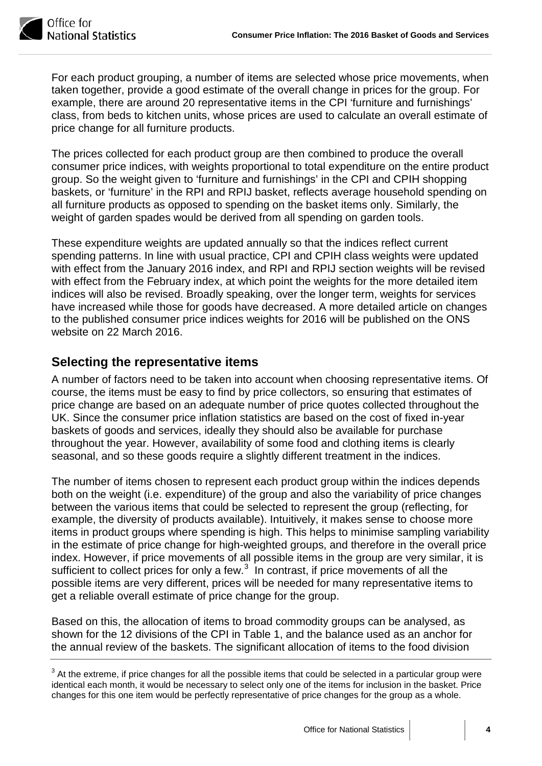For each product grouping, a number of items are selected whose price movements, when taken together, provide a good estimate of the overall change in prices for the group. For example, there are around 20 representative items in the CPI 'furniture and furnishings' class, from beds to kitchen units, whose prices are used to calculate an overall estimate of price change for all furniture products.

The prices collected for each product group are then combined to produce the overall consumer price indices, with weights proportional to total expenditure on the entire product group. So the weight given to 'furniture and furnishings' in the CPI and CPIH shopping baskets, or 'furniture' in the RPI and RPIJ basket, reflects average household spending on all furniture products as opposed to spending on the basket items only. Similarly, the weight of garden spades would be derived from all spending on garden tools.

These expenditure weights are updated annually so that the indices reflect current spending patterns. In line with usual practice, CPI and CPIH class weights were updated with effect from the January 2016 index, and RPI and RPIJ section weights will be revised with effect from the February index, at which point the weights for the more detailed item indices will also be revised. Broadly speaking, over the longer term, weights for services have increased while those for goods have decreased. A more detailed article on changes to the published consumer price indices weights for 2016 will be published on the ONS website on 22 March 2016.

## Selecting the representative items

A number of factors need to be taken into account when choosing representative items. Of course, the items must be easy to find by price collectors, so ensuring that estimates of price change are based on an adequate number of price quotes collected throughout the UK. Since the consumer price inflation statistics are based on the cost of fixed in-year baskets of goods and services, ideally they should also be available for purchase throughout the year. However, availability of some food and clothing items is clearly seasonal, and so these goods require a slightly different treatment in the indices.

The number of items chosen to represent each product group within the indices depends both on the weight (i.e. expenditure) of the group and also the variability of price changes between the various items that could be selected to represent the group (reflecting, for example, the diversity of products available). Intuitively, it makes sense to choose more items in product groups where spending is high. This helps to minimise sampling variability in the estimate of price change for high-weighted groups, and therefore in the overall price index. However, if price movements of all possible items in the group are very similar, it is sufficient to collect prices for only a few.[3] In contrast, if price movements of all the possible items are very different, prices will be needed for many representative items to get a reliable overall estimate of price change for the group.

Based on this, the allocation of items to broad commodity groups can be analysed, as shown for the 12 divisions of the CPI in Table 1, and the balance used as an anchor for the annual review of the baskets. The significant allocation of items to the food division

[3] At the extreme, if price changes for all the possible items that could be selected in a particular group were identical each month, it would be necessary to select only one of the items for inclusion in the basket. Price changes for this one item would be perfectly representative of price changes for the group as a whole.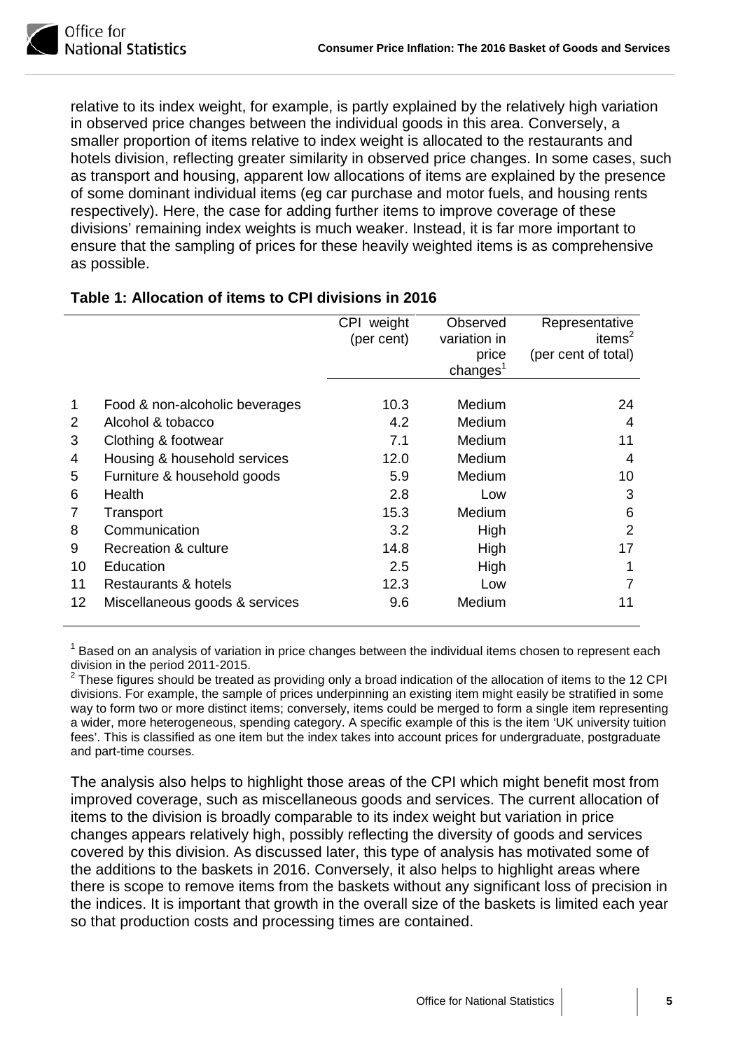relative to its index weight, for example, is partly explained by the relatively high variation in observed price changes between the individual goods in this area. Conversely, a smaller proportion of items relative to index weight is allocated to the restaurants and hotels division, reflecting greater similarity in observed price changes. In some cases, such as transport and housing, apparent low allocations of items are explained by the presence of some dominant individual items (eg car purchase and motor fuels, and housing rents respectively). Here, the case for adding further items to improve coverage of these divisions' remaining index weights is much weaker. Instead, it is far more important to ensure that the sampling of prices for these heavily weighted items is as comprehensive as possible.

**Table 1: Allocation of items to CPI divisions in 2016**

| | | CPI weight (per cent) | Observed variation in price changes[1] | Representative items[2] (per cent of total) |
|---|---|---|---|---|
| 1 | Food & non-alcoholic beverages | 10.3 | Medium | 24 |
| 2 | Alcohol & tobacco | 4.2 | Medium | 4 |
| 3 | Clothing & footwear | 7.1 | Medium | 11 |
| 4 | Housing & household services | 12.0 | Medium | 4 |
| 5 | Furniture & household goods | 5.9 | Medium | 10 |
| 6 | Health | 2.8 | Low | 3 |
| 7 | Transport | 15.3 | Medium | 6 |
| 8 | Communication | 3.2 | High | 2 |
| 9 | Recreation & culture | 14.8 | High | 17 |
| 10 | Education | 2.5 | High | 1 |
| 11 | Restaurants & hotels | 12.3 | Low | 7 |
| 12 | Miscellaneous goods & services | 9.6 | Medium | 11 |

[1] Based on an analysis of variation in price changes between the individual items chosen to represent each division in the period 2011-2015.

[2] These figures should be treated as providing only a broad indication of the allocation of items to the 12 CPI divisions. For example, the sample of prices underpinning an existing item might easily be stratified in some way to form two or more distinct items; conversely, items could be merged to form a single item representing a wider, more heterogeneous, spending category. A specific example of this is the item 'UK university tuition fees'. This is classified as one item but the index takes into account prices for undergraduate, postgraduate and part-time courses.

The analysis also helps to highlight those areas of the CPI which might benefit most from improved coverage, such as miscellaneous goods and services. The current allocation of items to the division is broadly comparable to its index weight but variation in price changes appears relatively high, possibly reflecting the diversity of goods and services covered by this division. As discussed later, this type of analysis has motivated some of the additions to the baskets in 2016. Conversely, it also helps to highlight areas where there is scope to remove items from the baskets without any significant loss of precision in the indices. It is important that growth in the overall size of the baskets is limited each year so that production costs and processing times are contained.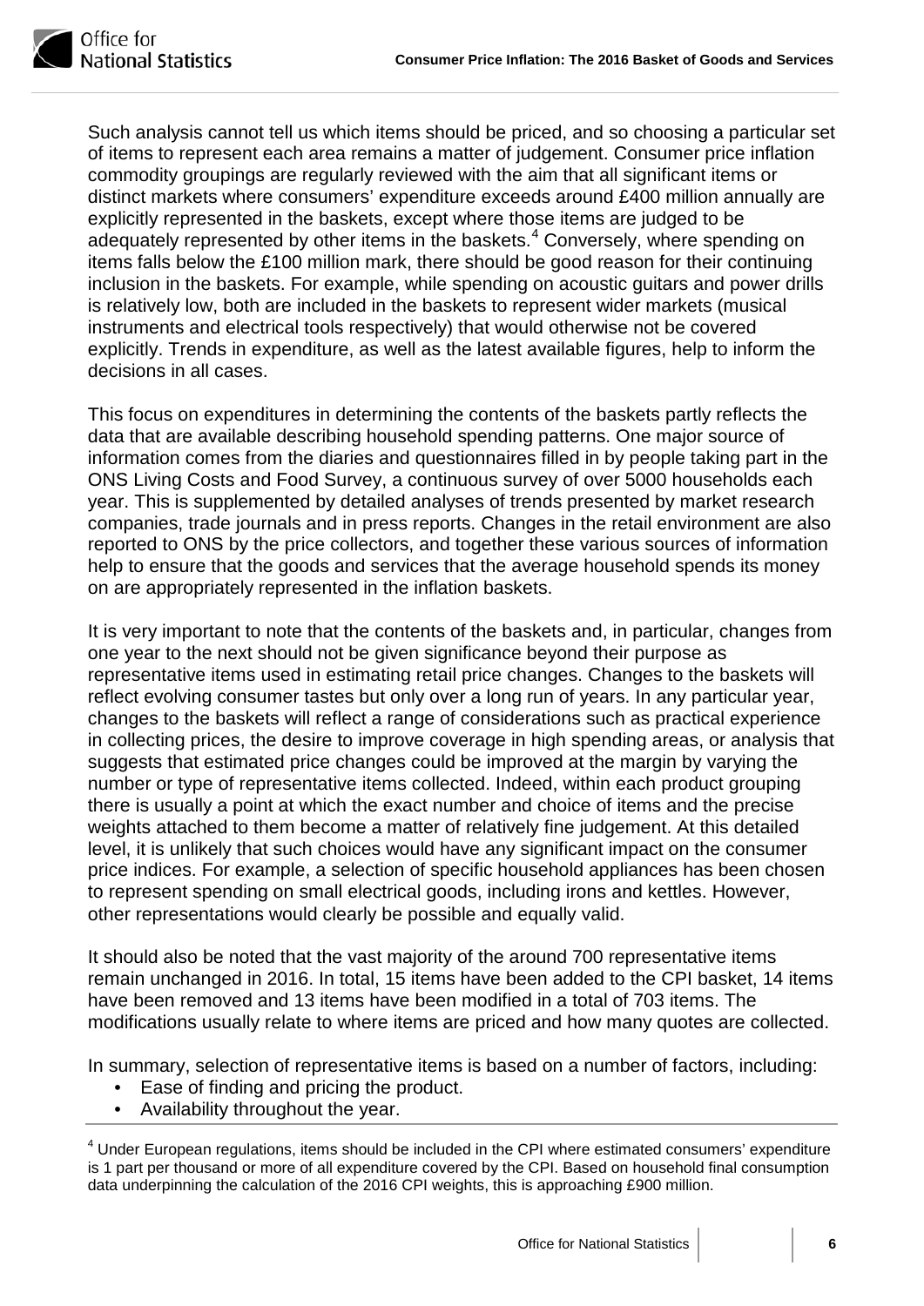Such analysis cannot tell us which items should be priced, and so choosing a particular set of items to represent each area remains a matter of judgement. Consumer price inflation commodity groupings are regularly reviewed with the aim that all significant items or distinct markets where consumers' expenditure exceeds around £400 million annually are explicitly represented in the baskets, except where those items are judged to be adequately represented by other items in the baskets.[4] Conversely, where spending on items falls below the £100 million mark, there should be good reason for their continuing inclusion in the baskets. For example, while spending on acoustic guitars and power drills is relatively low, both are included in the baskets to represent wider markets (musical instruments and electrical tools respectively) that would otherwise not be covered explicitly. Trends in expenditure, as well as the latest available figures, help to inform the decisions in all cases.

This focus on expenditures in determining the contents of the baskets partly reflects the data that are available describing household spending patterns. One major source of information comes from the diaries and questionnaires filled in by people taking part in the ONS Living Costs and Food Survey, a continuous survey of over 5000 households each year. This is supplemented by detailed analyses of trends presented by market research companies, trade journals and in press reports. Changes in the retail environment are also reported to ONS by the price collectors, and together these various sources of information help to ensure that the goods and services that the average household spends its money on are appropriately represented in the inflation baskets.

It is very important to note that the contents of the baskets and, in particular, changes from one year to the next should not be given significance beyond their purpose as representative items used in estimating retail price changes. Changes to the baskets will reflect evolving consumer tastes but only over a long run of years. In any particular year, changes to the baskets will reflect a range of considerations such as practical experience in collecting prices, the desire to improve coverage in high spending areas, or analysis that suggests that estimated price changes could be improved at the margin by varying the number or type of representative items collected. Indeed, within each product grouping there is usually a point at which the exact number and choice of items and the precise weights attached to them become a matter of relatively fine judgement. At this detailed level, it is unlikely that such choices would have any significant impact on the consumer price indices. For example, a selection of specific household appliances has been chosen to represent spending on small electrical goods, including irons and kettles. However, other representations would clearly be possible and equally valid.

It should also be noted that the vast majority of the around 700 representative items remain unchanged in 2016. In total, 15 items have been added to the CPI basket, 14 items have been removed and 13 items have been modified in a total of 703 items. The modifications usually relate to where items are priced and how many quotes are collected.

In summary, selection of representative items is based on a number of factors, including:

- Ease of finding and pricing the product.
- Availability throughout the year.

[4] Under European regulations, items should be included in the CPI where estimated consumers' expenditure is 1 part per thousand or more of all expenditure covered by the CPI. Based on household final consumption data underpinning the calculation of the 2016 CPI weights, this is approaching £900 million.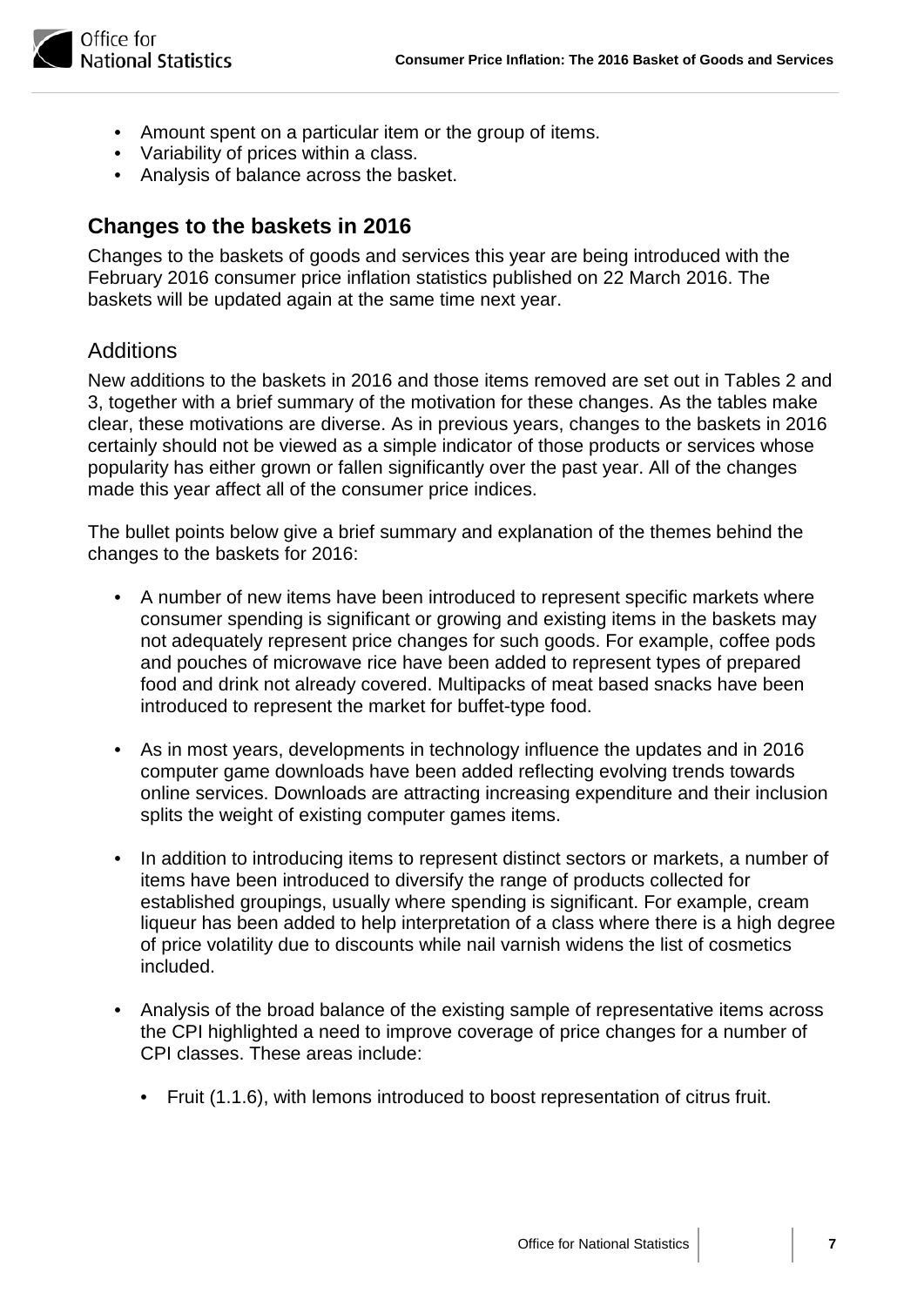- Amount spent on a particular item or the group of items.
- Variability of prices within a class.
- Analysis of balance across the basket.

## Changes to the baskets in 2016

Changes to the baskets of goods and services this year are being introduced with the February 2016 consumer price inflation statistics published on 22 March 2016. The baskets will be updated again at the same time next year.

### Additions

New additions to the baskets in 2016 and those items removed are set out in Tables 2 and 3, together with a brief summary of the motivation for these changes. As the tables make clear, these motivations are diverse. As in previous years, changes to the baskets in 2016 certainly should not be viewed as a simple indicator of those products or services whose popularity has either grown or fallen significantly over the past year. All of the changes made this year affect all of the consumer price indices.

The bullet points below give a brief summary and explanation of the themes behind the changes to the baskets for 2016:

- A number of new items have been introduced to represent specific markets where consumer spending is significant or growing and existing items in the baskets may not adequately represent price changes for such goods. For example, coffee pods and pouches of microwave rice have been added to represent types of prepared food and drink not already covered. Multipacks of meat based snacks have been introduced to represent the market for buffet-type food.

- As in most years, developments in technology influence the updates and in 2016 computer game downloads have been added reflecting evolving trends towards online services. Downloads are attracting increasing expenditure and their inclusion splits the weight of existing computer games items.

- In addition to introducing items to represent distinct sectors or markets, a number of items have been introduced to diversify the range of products collected for established groupings, usually where spending is significant. For example, cream liqueur has been added to help interpretation of a class where there is a high degree of price volatility due to discounts while nail varnish widens the list of cosmetics included.

- Analysis of the broad balance of the existing sample of representative items across the CPI highlighted a need to improve coverage of price changes for a number of CPI classes. These areas include:

  - Fruit (1.1.6), with lemons introduced to boost representation of citrus fruit.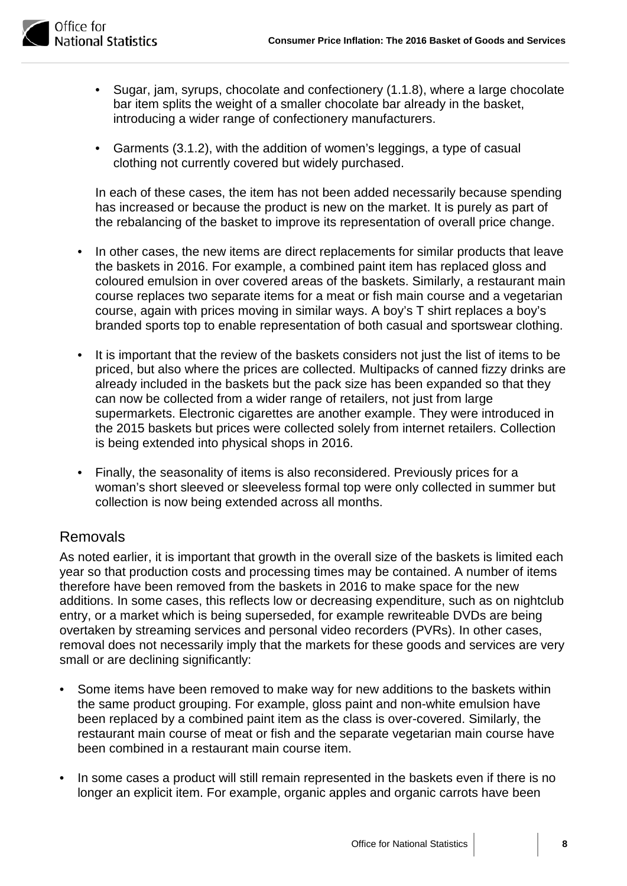- Sugar, jam, syrups, chocolate and confectionery (1.1.8), where a large chocolate bar item splits the weight of a smaller chocolate bar already in the basket, introducing a wider range of confectionery manufacturers.

- Garments (3.1.2), with the addition of women's leggings, a type of casual clothing not currently covered but widely purchased.

  In each of these cases, the item has not been added necessarily because spending has increased or because the product is new on the market. It is purely as part of the rebalancing of the basket to improve its representation of overall price change.

- In other cases, the new items are direct replacements for similar products that leave the baskets in 2016. For example, a combined paint item has replaced gloss and coloured emulsion in over covered areas of the baskets. Similarly, a restaurant main course replaces two separate items for a meat or fish main course and a vegetarian course, again with prices moving in similar ways. A boy's T shirt replaces a boy's branded sports top to enable representation of both casual and sportswear clothing.

- It is important that the review of the baskets considers not just the list of items to be priced, but also where the prices are collected. Multipacks of canned fizzy drinks are already included in the baskets but the pack size has been expanded so that they can now be collected from a wider range of retailers, not just from large supermarkets. Electronic cigarettes are another example. They were introduced in the 2015 baskets but prices were collected solely from internet retailers. Collection is being extended into physical shops in 2016.

- Finally, the seasonality of items is also reconsidered. Previously prices for a woman's short sleeved or sleeveless formal top were only collected in summer but collection is now being extended across all months.

## Removals

As noted earlier, it is important that growth in the overall size of the baskets is limited each year so that production costs and processing times may be contained. A number of items therefore have been removed from the baskets in 2016 to make space for the new additions. In some cases, this reflects low or decreasing expenditure, such as on nightclub entry, or a market which is being superseded, for example rewriteable DVDs are being overtaken by streaming services and personal video recorders (PVRs). In other cases, removal does not necessarily imply that the markets for these goods and services are very small or are declining significantly:

- Some items have been removed to make way for new additions to the baskets within the same product grouping. For example, gloss paint and non-white emulsion have been replaced by a combined paint item as the class is over-covered. Similarly, the restaurant main course of meat or fish and the separate vegetarian main course have been combined in a restaurant main course item.

- In some cases a product will still remain represented in the baskets even if there is no longer an explicit item. For example, organic apples and organic carrots have been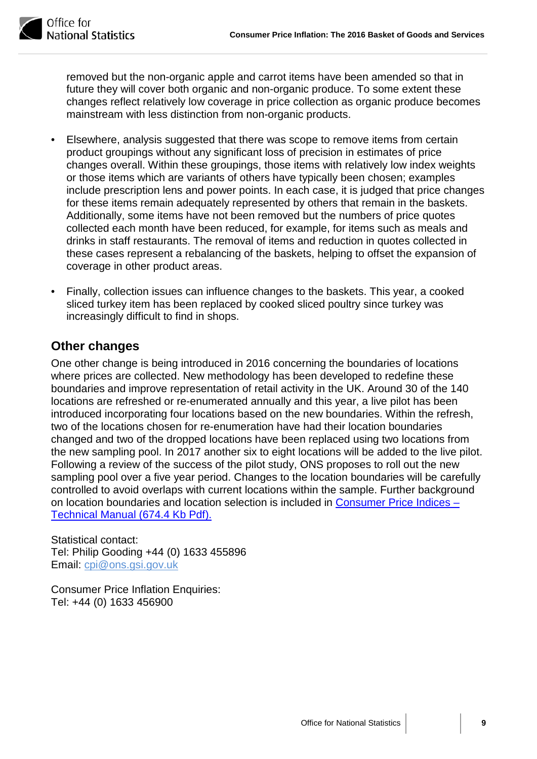removed but the non-organic apple and carrot items have been amended so that in future they will cover both organic and non-organic produce. To some extent these changes reflect relatively low coverage in price collection as organic produce becomes mainstream with less distinction from non-organic products.

- Elsewhere, analysis suggested that there was scope to remove items from certain product groupings without any significant loss of precision in estimates of price changes overall. Within these groupings, those items with relatively low index weights or those items which are variants of others have typically been chosen; examples include prescription lens and power points. In each case, it is judged that price changes for these items remain adequately represented by others that remain in the baskets. Additionally, some items have not been removed but the numbers of price quotes collected each month have been reduced, for example, for items such as meals and drinks in staff restaurants. The removal of items and reduction in quotes collected in these cases represent a rebalancing of the baskets, helping to offset the expansion of coverage in other product areas.

- Finally, collection issues can influence changes to the baskets. This year, a cooked sliced turkey item has been replaced by cooked sliced poultry since turkey was increasingly difficult to find in shops.

## Other changes

One other change is being introduced in 2016 concerning the boundaries of locations where prices are collected. New methodology has been developed to redefine these boundaries and improve representation of retail activity in the UK. Around 30 of the 140 locations are refreshed or re-enumerated annually and this year, a live pilot has been introduced incorporating four locations based on the new boundaries. Within the refresh, two of the locations chosen for re-enumeration have had their location boundaries changed and two of the dropped locations have been replaced using two locations from the new sampling pool. In 2017 another six to eight locations will be added to the live pilot. Following a review of the success of the pilot study, ONS proposes to roll out the new sampling pool over a five year period. Changes to the location boundaries will be carefully controlled to avoid overlaps with current locations within the sample. Further background on location boundaries and location selection is included in [Consumer Price Indices – Technical Manual (674.4 Kb Pdf).]

Statistical contact:
Tel: Philip Gooding +44 (0) 1633 455896
Email: cpi@ons.gsi.gov.uk

Consumer Price Inflation Enquiries:
Tel: +44 (0) 1633 456900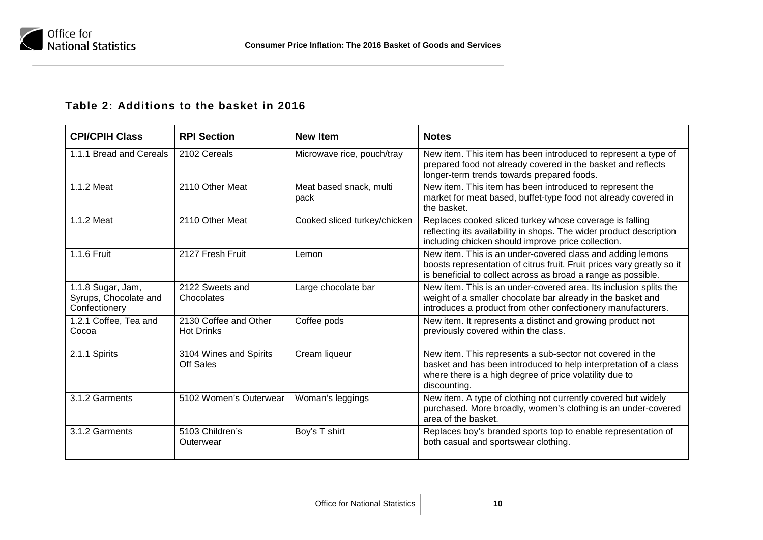## Table 2: Additions to the basket in 2016

| CPI/CPIH Class | RPI Section | New Item | Notes |
|---|---|---|---|
| 1.1.1 Bread and Cereals | 2102 Cereals | Microwave rice, pouch/tray | New item. This item has been introduced to represent a type of prepared food not already covered in the basket and reflects longer-term trends towards prepared foods. |
| 1.1.2 Meat | 2110 Other Meat | Meat based snack, multi pack | New item. This item has been introduced to represent the market for meat based, buffet-type food not already covered in the basket. |
| 1.1.2 Meat | 2110 Other Meat | Cooked sliced turkey/chicken | Replaces cooked sliced turkey whose coverage is falling reflecting its availability in shops. The wider product description including chicken should improve price collection. |
| 1.1.6 Fruit | 2127 Fresh Fruit | Lemon | New item. This is an under-covered class and adding lemons boosts representation of citrus fruit. Fruit prices vary greatly so it is beneficial to collect across as broad a range as possible. |
| 1.1.8 Sugar, Jam, Syrups, Chocolate and Confectionery | 2122 Sweets and Chocolates | Large chocolate bar | New item. This is an under-covered area. Its inclusion splits the weight of a smaller chocolate bar already in the basket and introduces a product from other confectionery manufacturers. |
| 1.2.1 Coffee, Tea and Cocoa | 2130 Coffee and Other Hot Drinks | Coffee pods | New item. It represents a distinct and growing product not previously covered within the class. |
| 2.1.1 Spirits | 3104 Wines and Spirits Off Sales | Cream liqueur | New item. This represents a sub-sector not covered in the basket and has been introduced to help interpretation of a class where there is a high degree of price volatility due to discounting. |
| 3.1.2 Garments | 5102 Women's Outerwear | Woman's leggings | New item. A type of clothing not currently covered but widely purchased. More broadly, women's clothing is an under-covered area of the basket. |
| 3.1.2 Garments | 5103 Children's Outerwear | Boy's T shirt | Replaces boy's branded sports top to enable representation of both casual and sportswear clothing. |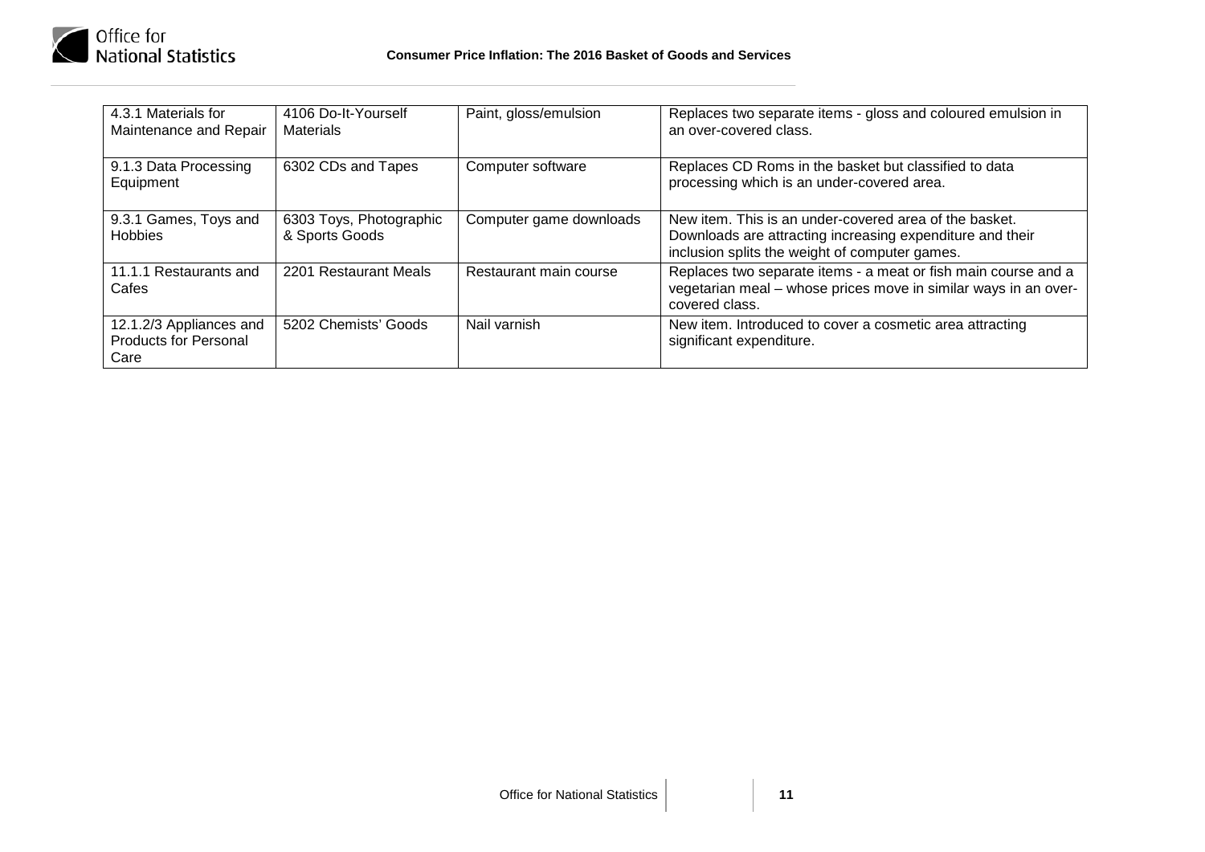| | | | |
|---|---|---|---|
| 4.3.1 Materials for Maintenance and Repair | 4106 Do-It-Yourself Materials | Paint, gloss/emulsion | Replaces two separate items - gloss and coloured emulsion in an over-covered class. |
| 9.1.3 Data Processing Equipment | 6302 CDs and Tapes | Computer software | Replaces CD Roms in the basket but classified to data processing which is an under-covered area. |
| 9.3.1 Games, Toys and Hobbies | 6303 Toys, Photographic & Sports Goods | Computer game downloads | New item. This is an under-covered area of the basket. Downloads are attracting increasing expenditure and their inclusion splits the weight of computer games. |
| 11.1.1 Restaurants and Cafes | 2201 Restaurant Meals | Restaurant main course | Replaces two separate items - a meat or fish main course and a vegetarian meal – whose prices move in similar ways in an over-covered class. |
| 12.1.2/3 Appliances and Products for Personal Care | 5202 Chemists' Goods | Nail varnish | New item. Introduced to cover a cosmetic area attracting significant expenditure. |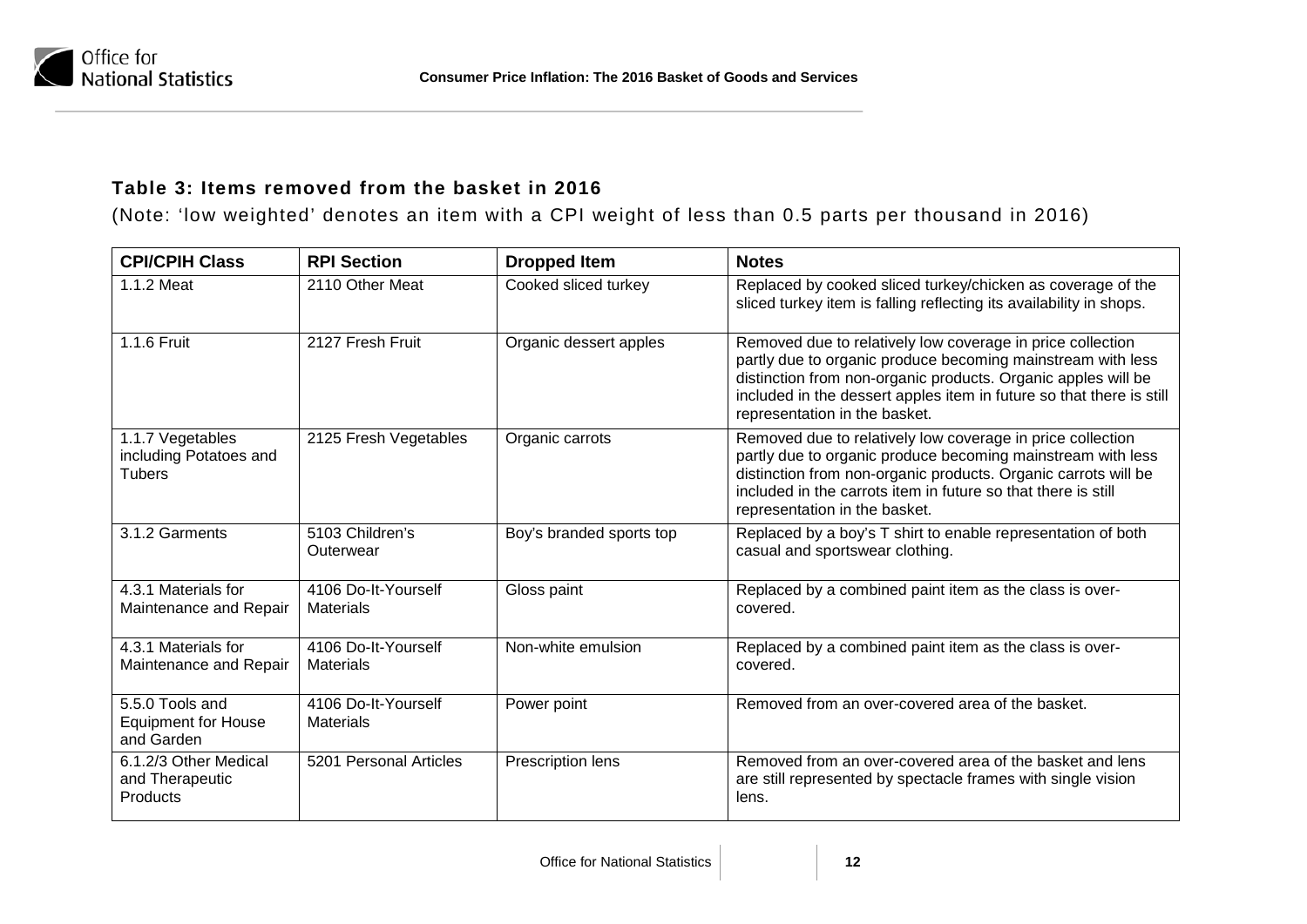### Table 3: Items removed from the basket in 2016

(Note: 'low weighted' denotes an item with a CPI weight of less than 0.5 parts per thousand in 2016)

| CPI/CPIH Class | RPI Section | Dropped Item | Notes |
|---|---|---|---|
| 1.1.2 Meat | 2110 Other Meat | Cooked sliced turkey | Replaced by cooked sliced turkey/chicken as coverage of the sliced turkey item is falling reflecting its availability in shops. |
| 1.1.6 Fruit | 2127 Fresh Fruit | Organic dessert apples | Removed due to relatively low coverage in price collection partly due to organic produce becoming mainstream with less distinction from non-organic products. Organic apples will be included in the dessert apples item in future so that there is still representation in the basket. |
| 1.1.7 Vegetables including Potatoes and Tubers | 2125 Fresh Vegetables | Organic carrots | Removed due to relatively low coverage in price collection partly due to organic produce becoming mainstream with less distinction from non-organic products. Organic carrots will be included in the carrots item in future so that there is still representation in the basket. |
| 3.1.2 Garments | 5103 Children's Outerwear | Boy's branded sports top | Replaced by a boy's T shirt to enable representation of both casual and sportswear clothing. |
| 4.3.1 Materials for Maintenance and Repair | 4106 Do-It-Yourself Materials | Gloss paint | Replaced by a combined paint item as the class is over-covered. |
| 4.3.1 Materials for Maintenance and Repair | 4106 Do-It-Yourself Materials | Non-white emulsion | Replaced by a combined paint item as the class is over-covered. |
| 5.5.0 Tools and Equipment for House and Garden | 4106 Do-It-Yourself Materials | Power point | Removed from an over-covered area of the basket. |
| 6.1.2/3 Other Medical and Therapeutic Products | 5201 Personal Articles | Prescription lens | Removed from an over-covered area of the basket and lens are still represented by spectacle frames with single vision lens. |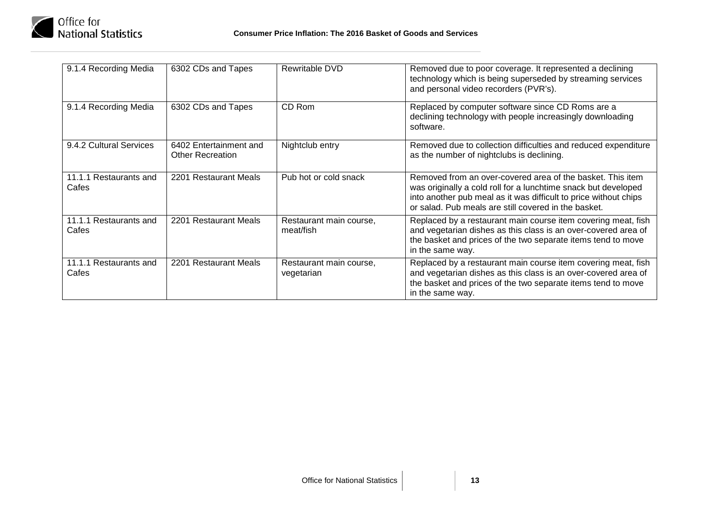| | | | |
|---|---|---|---|
| 9.1.4 Recording Media | 6302 CDs and Tapes | Rewritable DVD | Removed due to poor coverage. It represented a declining technology which is being superseded by streaming services and personal video recorders (PVR's). |
| 9.1.4 Recording Media | 6302 CDs and Tapes | CD Rom | Replaced by computer software since CD Roms are a declining technology with people increasingly downloading software. |
| 9.4.2 Cultural Services | 6402 Entertainment and Other Recreation | Nightclub entry | Removed due to collection difficulties and reduced expenditure as the number of nightclubs is declining. |
| 11.1.1 Restaurants and Cafes | 2201 Restaurant Meals | Pub hot or cold snack | Removed from an over-covered area of the basket. This item was originally a cold roll for a lunchtime snack but developed into another pub meal as it was difficult to price without chips or salad. Pub meals are still covered in the basket. |
| 11.1.1 Restaurants and Cafes | 2201 Restaurant Meals | Restaurant main course, meat/fish | Replaced by a restaurant main course item covering meat, fish and vegetarian dishes as this class is an over-covered area of the basket and prices of the two separate items tend to move in the same way. |
| 11.1.1 Restaurants and Cafes | 2201 Restaurant Meals | Restaurant main course, vegetarian | Replaced by a restaurant main course item covering meat, fish and vegetarian dishes as this class is an over-covered area of the basket and prices of the two separate items tend to move in the same way. |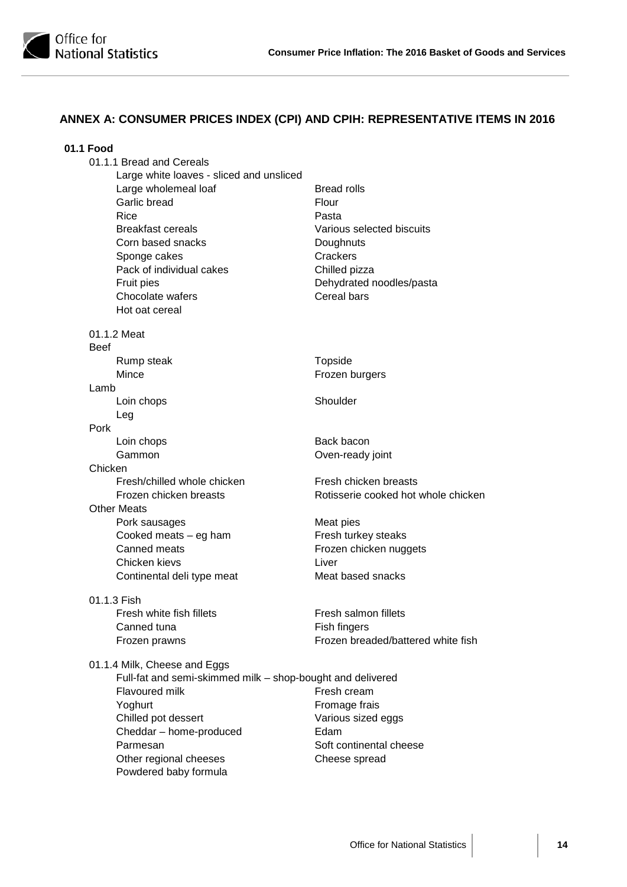## ANNEX A: CONSUMER PRICES INDEX (CPI) AND CPIH: REPRESENTATIVE ITEMS IN 2016

### 01.1 Food

#### 01.1.1 Bread and Cereals

- Large white loaves - sliced and unsliced
- Large wholemeal loaf
- Bread rolls
- Garlic bread
- Flour
- Rice
- Pasta
- Breakfast cereals
- Various selected biscuits
- Corn based snacks
- Doughnuts
- Sponge cakes
- Crackers
- Pack of individual cakes
- Chilled pizza
- Fruit pies
- Dehydrated noodles/pasta
- Chocolate wafers
- Cereal bars
- Hot oat cereal

#### 01.1.2 Meat

**Beef**

- Rump steak
- Topside
- Mince
- Frozen burgers

**Lamb**

- Loin chops
- Shoulder
- Leg

**Pork**

- Loin chops
- Back bacon
- Gammon
- Oven-ready joint

**Chicken**

- Fresh/chilled whole chicken
- Fresh chicken breasts
- Frozen chicken breasts
- Rotisserie cooked hot whole chicken

**Other Meats**

- Pork sausages
- Meat pies
- Cooked meats – eg ham
- Fresh turkey steaks
- Canned meats
- Frozen chicken nuggets
- Chicken kievs
- Liver
- Continental deli type meat
- Meat based snacks

#### 01.1.3 Fish

- Fresh white fish fillets
- Fresh salmon fillets
- Canned tuna
- Fish fingers
- Frozen prawns
- Frozen breaded/battered white fish

#### 01.1.4 Milk, Cheese and Eggs

- Full-fat and semi-skimmed milk – shop-bought and delivered
- Flavoured milk
- Fresh cream
- Yoghurt
- Fromage frais
- Chilled pot dessert
- Various sized eggs
- Cheddar – home-produced
- Edam
- Parmesan
- Soft continental cheese
- Other regional cheeses
- Cheese spread
- Powdered baby formula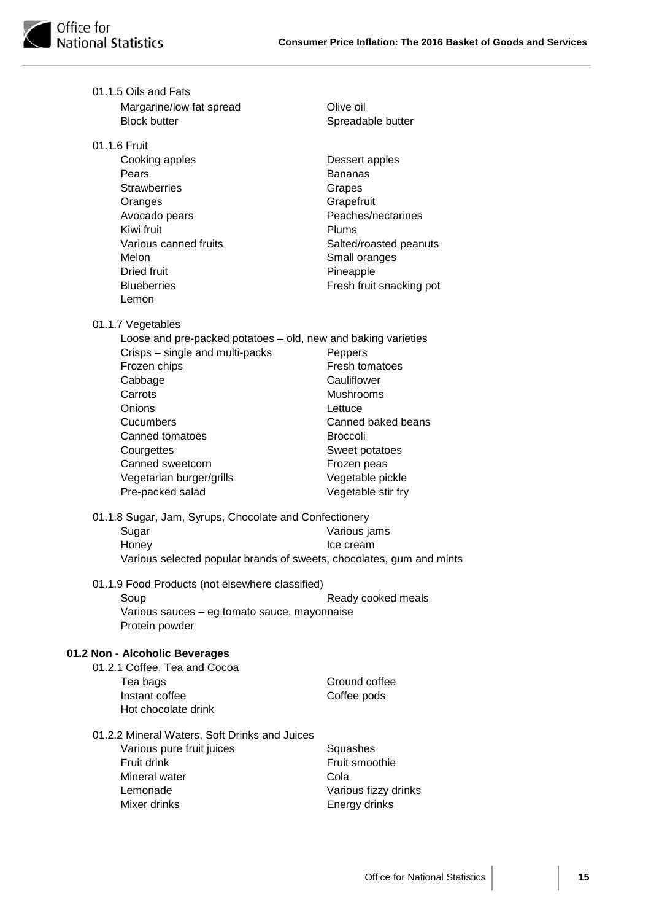01.1.5 Oils and Fats

- Margarine/low fat spread
- Olive oil
- Block butter
- Spreadable butter

01.1.6 Fruit

- Cooking apples
- Dessert apples
- Pears
- Bananas
- Strawberries
- Grapes
- Oranges
- Grapefruit
- Avocado pears
- Peaches/nectarines
- Kiwi fruit
- Plums
- Various canned fruits
- Salted/roasted peanuts
- Melon
- Small oranges
- Dried fruit
- Pineapple
- Blueberries
- Fresh fruit snacking pot
- Lemon

01.1.7 Vegetables

- Loose and pre-packed potatoes – old, new and baking varieties
- Crisps – single and multi-packs
- Peppers
- Frozen chips
- Fresh tomatoes
- Cabbage
- Cauliflower
- Carrots
- Mushrooms
- Onions
- Lettuce
- Cucumbers
- Canned baked beans
- Canned tomatoes
- Broccoli
- Courgettes
- Sweet potatoes
- Canned sweetcorn
- Frozen peas
- Vegetarian burger/grills
- Vegetable pickle
- Pre-packed salad
- Vegetable stir fry

01.1.8 Sugar, Jam, Syrups, Chocolate and Confectionery

- Sugar
- Various jams
- Honey
- Ice cream
- Various selected popular brands of sweets, chocolates, gum and mints

01.1.9 Food Products (not elsewhere classified)

- Soup
- Ready cooked meals
- Various sauces – eg tomato sauce, mayonnaise
- Protein powder

**01.2 Non - Alcoholic Beverages**

01.2.1 Coffee, Tea and Cocoa

- Tea bags
- Ground coffee
- Instant coffee
- Coffee pods
- Hot chocolate drink

01.2.2 Mineral Waters, Soft Drinks and Juices

- Various pure fruit juices
- Squashes
- Fruit drink
- Fruit smoothie
- Mineral water
- Cola
- Lemonade
- Various fizzy drinks
- Mixer drinks
- Energy drinks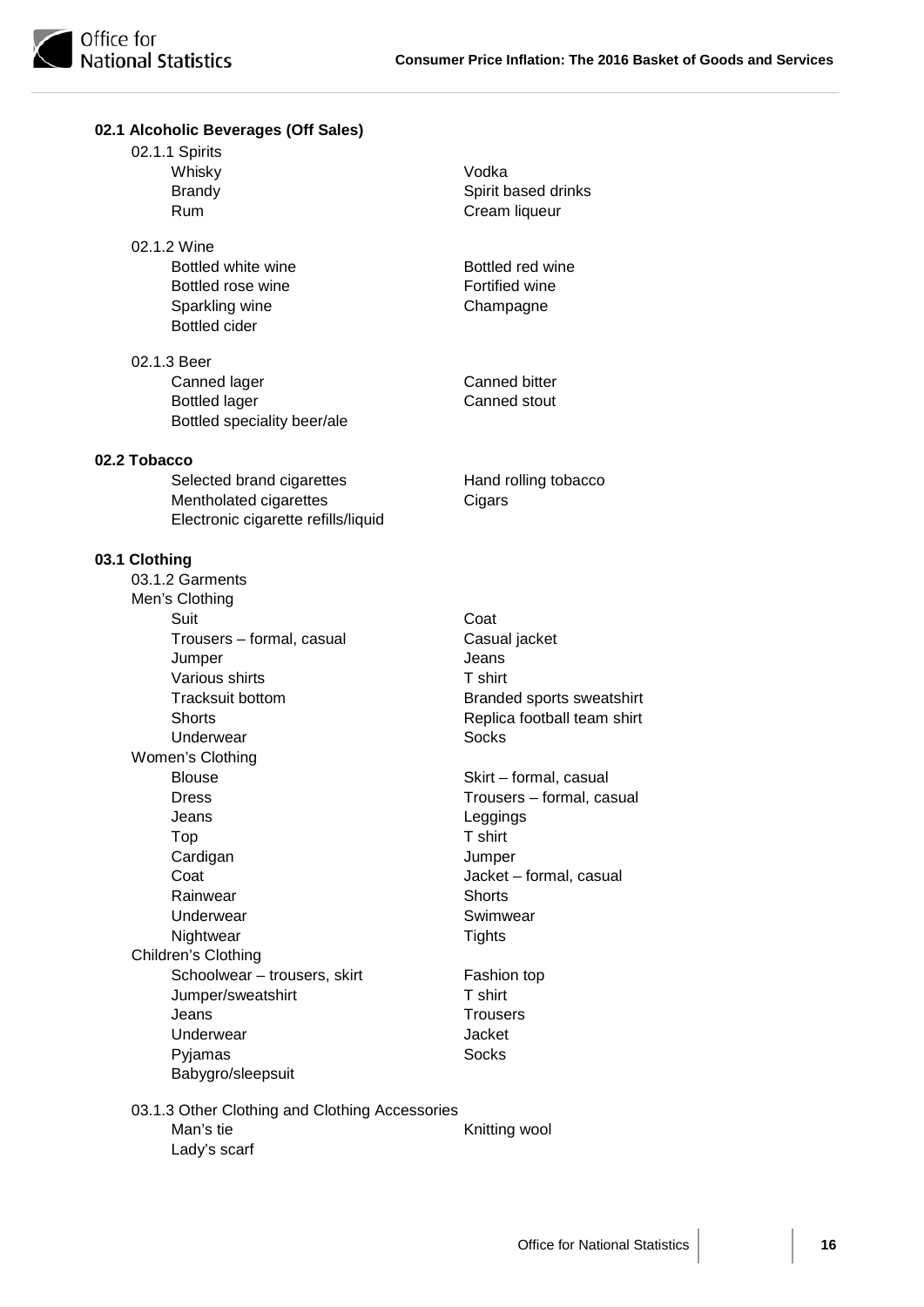### 02.1 Alcoholic Beverages (Off Sales)

02.1.1 Spirits

- Whisky
- Vodka
- Brandy
- Spirit based drinks
- Rum
- Cream liqueur

02.1.2 Wine

- Bottled white wine
- Bottled red wine
- Bottled rose wine
- Fortified wine
- Sparkling wine
- Champagne
- Bottled cider

02.1.3 Beer

- Canned lager
- Canned bitter
- Bottled lager
- Canned stout
- Bottled speciality beer/ale

### 02.2 Tobacco

- Selected brand cigarettes
- Hand rolling tobacco
- Mentholated cigarettes
- Cigars
- Electronic cigarette refills/liquid

### 03.1 Clothing

03.1.2 Garments

Men's Clothing

- Suit
- Coat
- Trousers – formal, casual
- Casual jacket
- Jumper
- Jeans
- Various shirts
- T shirt
- Tracksuit bottom
- Branded sports sweatshirt
- Shorts
- Replica football team shirt
- Underwear
- Socks

Women's Clothing

- Blouse
- Skirt – formal, casual
- Dress
- Trousers – formal, casual
- Jeans
- Leggings
- Top
- T shirt
- Cardigan
- Jumper
- Coat
- Jacket – formal, casual
- Rainwear
- Shorts
- Underwear
- Swimwear
- Nightwear
- Tights

Children's Clothing

- Schoolwear – trousers, skirt
- Fashion top
- Jumper/sweatshirt
- T shirt
- Jeans
- Trousers
- Underwear
- Jacket
- Pyjamas
- Socks
- Babygro/sleepsuit

03.1.3 Other Clothing and Clothing Accessories

- Man's tie
- Knitting wool
- Lady's scarf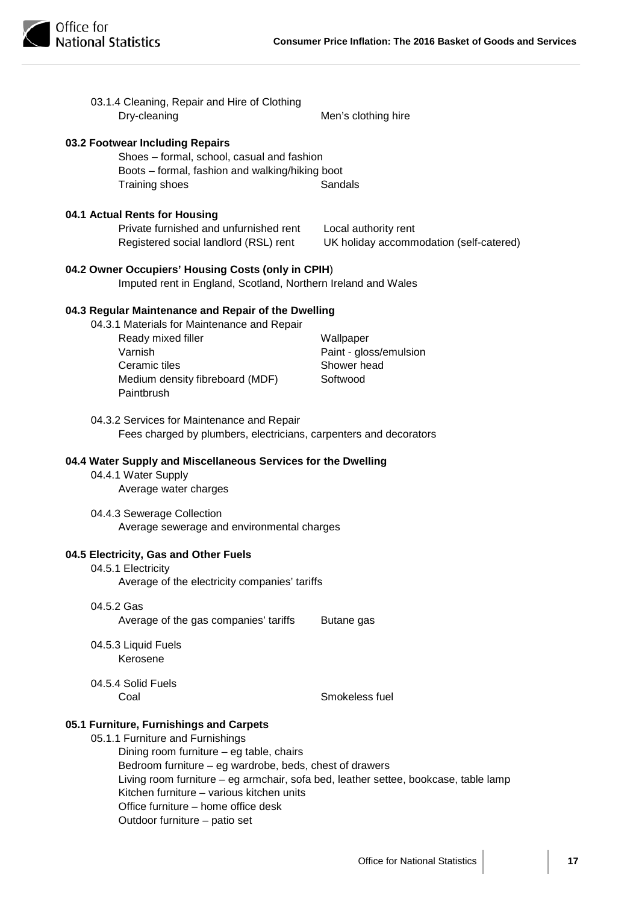03.1.4 Cleaning, Repair and Hire of Clothing

Dry-cleaning

Men's clothing hire

**03.2 Footwear Including Repairs**

Shoes – formal, school, casual and fashion

Boots – formal, fashion and walking/hiking boot

Training shoes

Sandals

**04.1 Actual Rents for Housing**

Private furnished and unfurnished rent

Local authority rent

Registered social landlord (RSL) rent

UK holiday accommodation (self-catered)

**04.2 Owner Occupiers' Housing Costs (only in CPIH)**

Imputed rent in England, Scotland, Northern Ireland and Wales

**04.3 Regular Maintenance and Repair of the Dwelling**

04.3.1 Materials for Maintenance and Repair

Ready mixed filler

Wallpaper

Varnish

Paint - gloss/emulsion

Ceramic tiles

Shower head

Medium density fibreboard (MDF)

Softwood

Paintbrush

04.3.2 Services for Maintenance and Repair

Fees charged by plumbers, electricians, carpenters and decorators

**04.4 Water Supply and Miscellaneous Services for the Dwelling**

04.4.1 Water Supply

Average water charges

04.4.3 Sewerage Collection

Average sewerage and environmental charges

**04.5 Electricity, Gas and Other Fuels**

04.5.1 Electricity

Average of the electricity companies' tariffs

04.5.2 Gas

Average of the gas companies' tariffs

Butane gas

04.5.3 Liquid Fuels

Kerosene

04.5.4 Solid Fuels

Coal

Smokeless fuel

**05.1 Furniture, Furnishings and Carpets**

05.1.1 Furniture and Furnishings

Dining room furniture – eg table, chairs

Bedroom furniture – eg wardrobe, beds, chest of drawers

Living room furniture – eg armchair, sofa bed, leather settee, bookcase, table lamp

Kitchen furniture – various kitchen units

Office furniture – home office desk

Outdoor furniture – patio set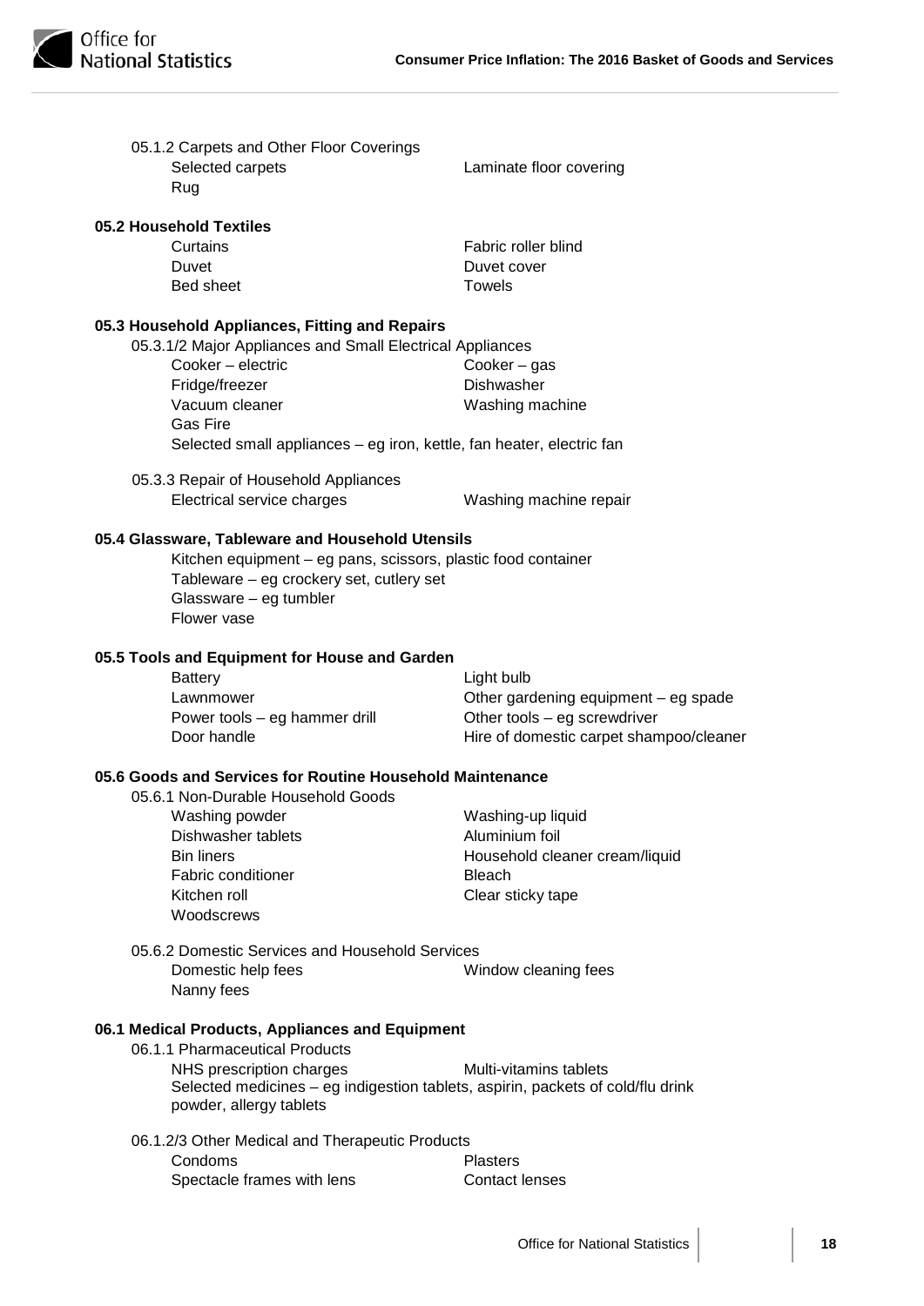05.1.2 Carpets and Other Floor Coverings

- Selected carpets
- Laminate floor covering
- Rug

**05.2 Household Textiles**

- Curtains
- Fabric roller blind
- Duvet
- Duvet cover
- Bed sheet
- Towels

**05.3 Household Appliances, Fitting and Repairs**

05.3.1/2 Major Appliances and Small Electrical Appliances

- Cooker – electric
- Cooker – gas
- Fridge/freezer
- Dishwasher
- Vacuum cleaner
- Washing machine
- Gas Fire
- Selected small appliances – eg iron, kettle, fan heater, electric fan

05.3.3 Repair of Household Appliances

- Electrical service charges
- Washing machine repair

**05.4 Glassware, Tableware and Household Utensils**

- Kitchen equipment – eg pans, scissors, plastic food container
- Tableware – eg crockery set, cutlery set
- Glassware – eg tumbler
- Flower vase

**05.5 Tools and Equipment for House and Garden**

- Battery
- Light bulb
- Lawnmower
- Other gardening equipment – eg spade
- Power tools – eg hammer drill
- Other tools – eg screwdriver
- Door handle
- Hire of domestic carpet shampoo/cleaner

**05.6 Goods and Services for Routine Household Maintenance**

05.6.1 Non-Durable Household Goods

- Washing powder
- Washing-up liquid
- Dishwasher tablets
- Aluminium foil
- Bin liners
- Household cleaner cream/liquid
- Fabric conditioner
- Bleach
- Kitchen roll
- Clear sticky tape
- Woodscrews

05.6.2 Domestic Services and Household Services

- Domestic help fees
- Window cleaning fees
- Nanny fees

**06.1 Medical Products, Appliances and Equipment**

06.1.1 Pharmaceutical Products

- NHS prescription charges
- Multi-vitamins tablets
- Selected medicines – eg indigestion tablets, aspirin, packets of cold/flu drink powder, allergy tablets

06.1.2/3 Other Medical and Therapeutic Products

- Condoms
- Plasters
- Spectacle frames with lens
- Contact lenses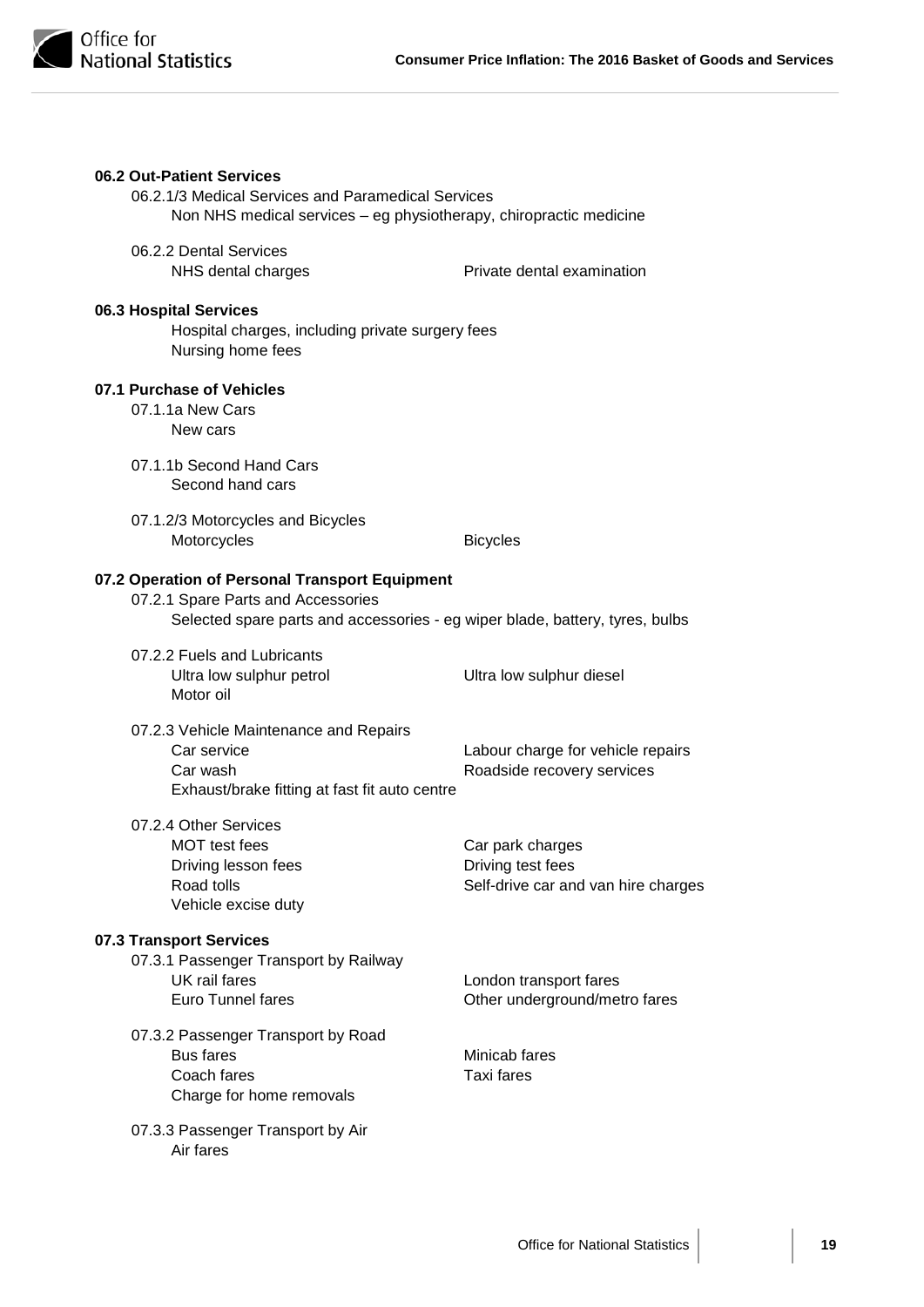**06.2 Out-Patient Services**

06.2.1/3 Medical Services and Paramedical Services

Non NHS medical services – eg physiotherapy, chiropractic medicine

06.2.2 Dental Services

| | |
|---|---|
| NHS dental charges | Private dental examination |

**06.3 Hospital Services**

Hospital charges, including private surgery fees

Nursing home fees

**07.1 Purchase of Vehicles**

07.1.1a New Cars

New cars

07.1.1b Second Hand Cars

Second hand cars

07.1.2/3 Motorcycles and Bicycles

| | |
|---|---|
| Motorcycles | Bicycles |

**07.2 Operation of Personal Transport Equipment**

07.2.1 Spare Parts and Accessories

Selected spare parts and accessories - eg wiper blade, battery, tyres, bulbs

07.2.2 Fuels and Lubricants

| | |
|---|---|
| Ultra low sulphur petrol | Ultra low sulphur diesel |
| Motor oil | |

07.2.3 Vehicle Maintenance and Repairs

| | |
|---|---|
| Car service | Labour charge for vehicle repairs |
| Car wash | Roadside recovery services |
| Exhaust/brake fitting at fast fit auto centre | |

07.2.4 Other Services

| | |
|---|---|
| MOT test fees | Car park charges |
| Driving lesson fees | Driving test fees |
| Road tolls | Self-drive car and van hire charges |
| Vehicle excise duty | |

**07.3 Transport Services**

07.3.1 Passenger Transport by Railway

| | |
|---|---|
| UK rail fares | London transport fares |
| Euro Tunnel fares | Other underground/metro fares |

07.3.2 Passenger Transport by Road

| | |
|---|---|
| Bus fares | Minicab fares |
| Coach fares | Taxi fares |
| Charge for home removals | |

07.3.3 Passenger Transport by Air

Air fares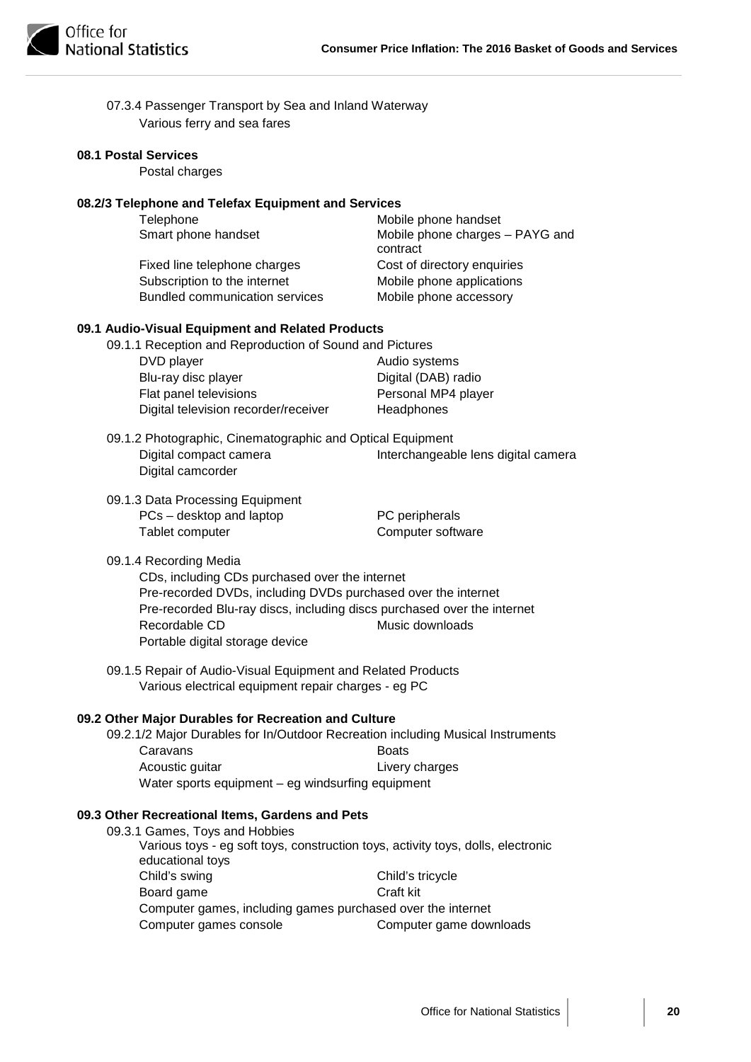07.3.4 Passenger Transport by Sea and Inland Waterway

Various ferry and sea fares

**08.1 Postal Services**

Postal charges

**08.2/3 Telephone and Telefax Equipment and Services**

Telephone
Mobile phone handset
Smart phone handset
Mobile phone charges – PAYG and contract
Fixed line telephone charges
Cost of directory enquiries
Subscription to the internet
Mobile phone applications
Bundled communication services
Mobile phone accessory

**09.1 Audio-Visual Equipment and Related Products**

09.1.1 Reception and Reproduction of Sound and Pictures

DVD player
Audio systems
Blu-ray disc player
Digital (DAB) radio
Flat panel televisions
Personal MP4 player
Digital television recorder/receiver
Headphones

09.1.2 Photographic, Cinematographic and Optical Equipment

Digital compact camera
Interchangeable lens digital camera
Digital camcorder

09.1.3 Data Processing Equipment

PCs – desktop and laptop
PC peripherals
Tablet computer
Computer software

09.1.4 Recording Media

CDs, including CDs purchased over the internet
Pre-recorded DVDs, including DVDs purchased over the internet
Pre-recorded Blu-ray discs, including discs purchased over the internet
Recordable CD
Music downloads
Portable digital storage device

09.1.5 Repair of Audio-Visual Equipment and Related Products

Various electrical equipment repair charges - eg PC

**09.2 Other Major Durables for Recreation and Culture**

09.2.1/2 Major Durables for In/Outdoor Recreation including Musical Instruments

Caravans
Boats
Acoustic guitar
Livery charges
Water sports equipment – eg windsurfing equipment

**09.3 Other Recreational Items, Gardens and Pets**

09.3.1 Games, Toys and Hobbies

Various toys - eg soft toys, construction toys, activity toys, dolls, electronic educational toys
Child's swing
Child's tricycle
Board game
Craft kit
Computer games, including games purchased over the internet
Computer games console
Computer game downloads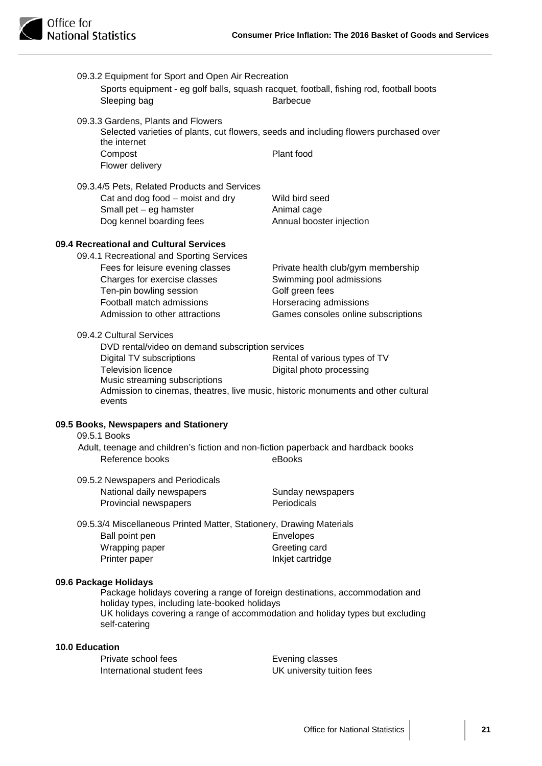09.3.2 Equipment for Sport and Open Air Recreation

Sports equipment - eg golf balls, squash racquet, football, fishing rod, football boots

- Sleeping bag
- Barbecue

09.3.3 Gardens, Plants and Flowers

Selected varieties of plants, cut flowers, seeds and including flowers purchased over the internet

- Compost
- Plant food
- Flower delivery

09.3.4/5 Pets, Related Products and Services

- Cat and dog food – moist and dry
- Wild bird seed
- Small pet – eg hamster
- Animal cage
- Dog kennel boarding fees
- Annual booster injection

## 09.4 Recreational and Cultural Services

09.4.1 Recreational and Sporting Services

- Fees for leisure evening classes
- Private health club/gym membership
- Charges for exercise classes
- Swimming pool admissions
- Ten-pin bowling session
- Golf green fees
- Football match admissions
- Horseracing admissions
- Admission to other attractions
- Games consoles online subscriptions

09.4.2 Cultural Services

- DVD rental/video on demand subscription services
- Digital TV subscriptions
- Rental of various types of TV
- Television licence
- Digital photo processing
- Music streaming subscriptions
- Admission to cinemas, theatres, live music, historic monuments and other cultural events

## 09.5 Books, Newspapers and Stationery

09.5.1 Books

Adult, teenage and children's fiction and non-fiction paperback and hardback books

- Reference books
- eBooks

09.5.2 Newspapers and Periodicals

- National daily newspapers
- Sunday newspapers
- Provincial newspapers
- Periodicals

09.5.3/4 Miscellaneous Printed Matter, Stationery, Drawing Materials

- Ball point pen
- Envelopes
- Wrapping paper
- Greeting card
- Printer paper
- Inkjet cartridge

## 09.6 Package Holidays

Package holidays covering a range of foreign destinations, accommodation and holiday types, including late-booked holidays

UK holidays covering a range of accommodation and holiday types but excluding self-catering

## 10.0 Education

- Private school fees
- Evening classes
- International student fees
- UK university tuition fees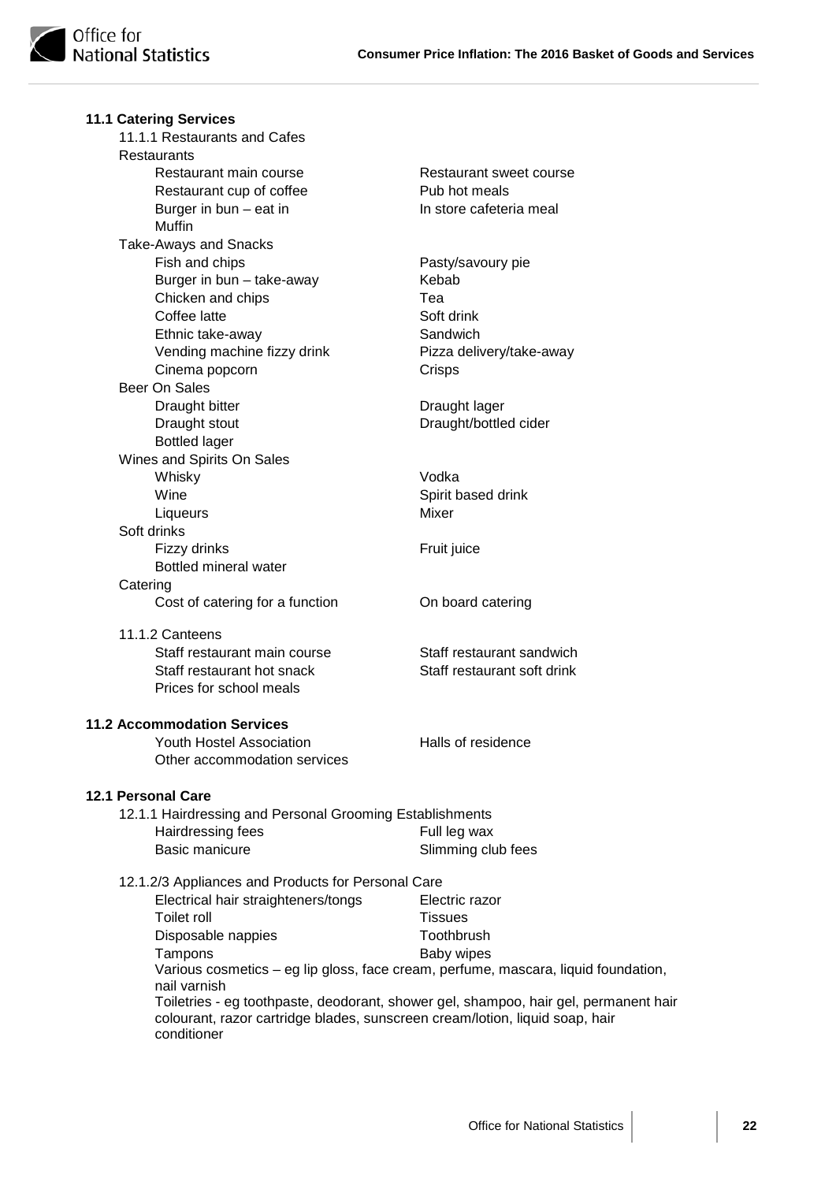**11.1 Catering Services**

11.1.1 Restaurants and Cafes

Restaurants

- Restaurant main course
- Restaurant sweet course
- Restaurant cup of coffee
- Pub hot meals
- Burger in bun – eat in
- In store cafeteria meal
- Muffin

Take-Aways and Snacks

- Fish and chips
- Pasty/savoury pie
- Burger in bun – take-away
- Kebab
- Chicken and chips
- Tea
- Coffee latte
- Soft drink
- Ethnic take-away
- Sandwich
- Vending machine fizzy drink
- Pizza delivery/take-away
- Cinema popcorn
- Crisps

Beer On Sales

- Draught bitter
- Draught lager
- Draught stout
- Draught/bottled cider
- Bottled lager

Wines and Spirits On Sales

- Whisky
- Vodka
- Wine
- Spirit based drink
- Liqueurs
- Mixer

Soft drinks

- Fizzy drinks
- Fruit juice
- Bottled mineral water

Catering

- Cost of catering for a function
- On board catering

11.1.2 Canteens

- Staff restaurant main course
- Staff restaurant sandwich
- Staff restaurant hot snack
- Staff restaurant soft drink
- Prices for school meals

**11.2 Accommodation Services**

- Youth Hostel Association
- Halls of residence
- Other accommodation services

**12.1 Personal Care**

12.1.1 Hairdressing and Personal Grooming Establishments

- Hairdressing fees
- Full leg wax
- Basic manicure
- Slimming club fees

12.1.2/3 Appliances and Products for Personal Care

- Electrical hair straighteners/tongs
- Electric razor
- Toilet roll
- Tissues
- Disposable nappies
- Toothbrush
- Tampons
- Baby wipes
- Various cosmetics – eg lip gloss, face cream, perfume, mascara, liquid foundation, nail varnish
- Toiletries - eg toothpaste, deodorant, shower gel, shampoo, hair gel, permanent hair colourant, razor cartridge blades, sunscreen cream/lotion, liquid soap, hair conditioner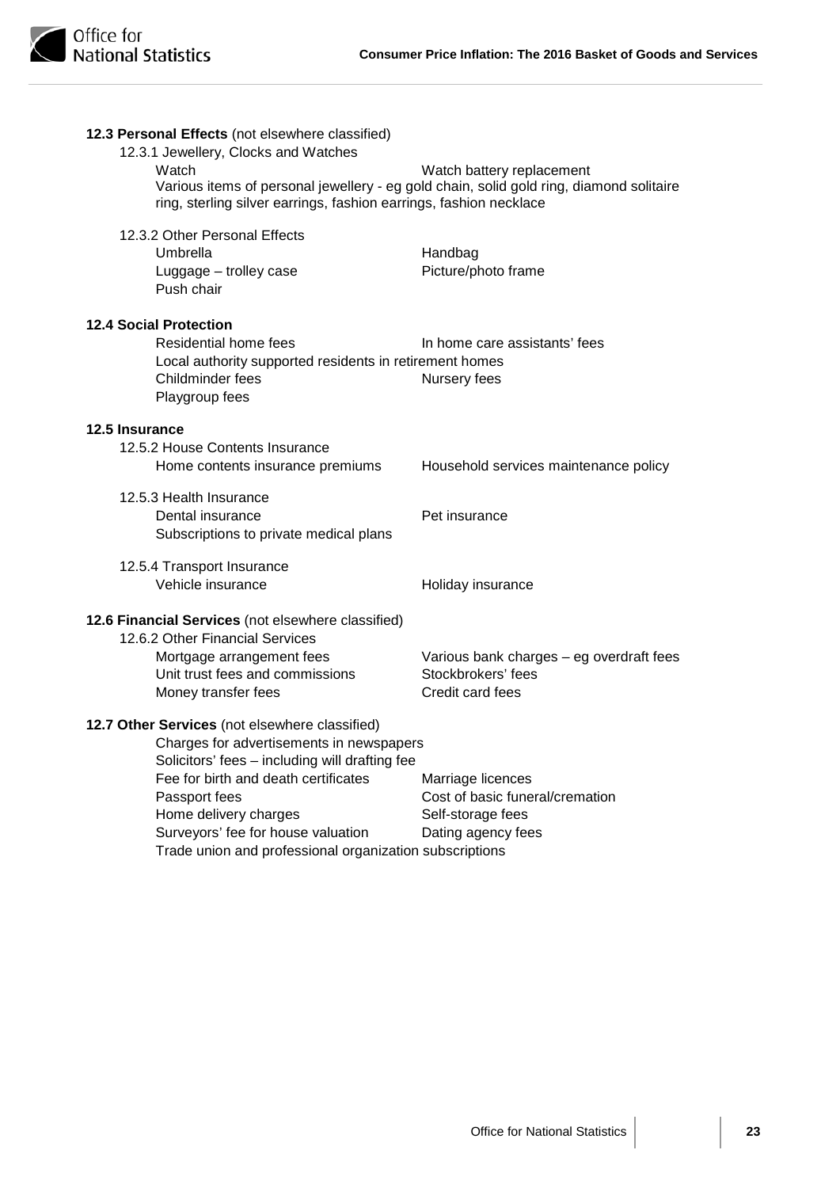**12.3 Personal Effects** (not elsewhere classified)

12.3.1 Jewellery, Clocks and Watches

- Watch
- Watch battery replacement
- Various items of personal jewellery - eg gold chain, solid gold ring, diamond solitaire ring, sterling silver earrings, fashion earrings, fashion necklace

12.3.2 Other Personal Effects

- Umbrella
- Handbag
- Luggage – trolley case
- Picture/photo frame
- Push chair

**12.4 Social Protection**

- Residential home fees
- In home care assistants' fees
- Local authority supported residents in retirement homes
- Childminder fees
- Nursery fees
- Playgroup fees

**12.5 Insurance**

12.5.2 House Contents Insurance

- Home contents insurance premiums
- Household services maintenance policy

12.5.3 Health Insurance

- Dental insurance
- Pet insurance
- Subscriptions to private medical plans

12.5.4 Transport Insurance

- Vehicle insurance
- Holiday insurance

**12.6 Financial Services** (not elsewhere classified)

12.6.2 Other Financial Services

- Mortgage arrangement fees
- Various bank charges – eg overdraft fees
- Unit trust fees and commissions
- Stockbrokers' fees
- Money transfer fees
- Credit card fees

**12.7 Other Services** (not elsewhere classified)

- Charges for advertisements in newspapers
- Solicitors' fees – including will drafting fee
- Fee for birth and death certificates
- Marriage licences
- Passport fees
- Cost of basic funeral/cremation
- Home delivery charges
- Self-storage fees
- Surveyors' fee for house valuation
- Dating agency fees
- Trade union and professional organization subscriptions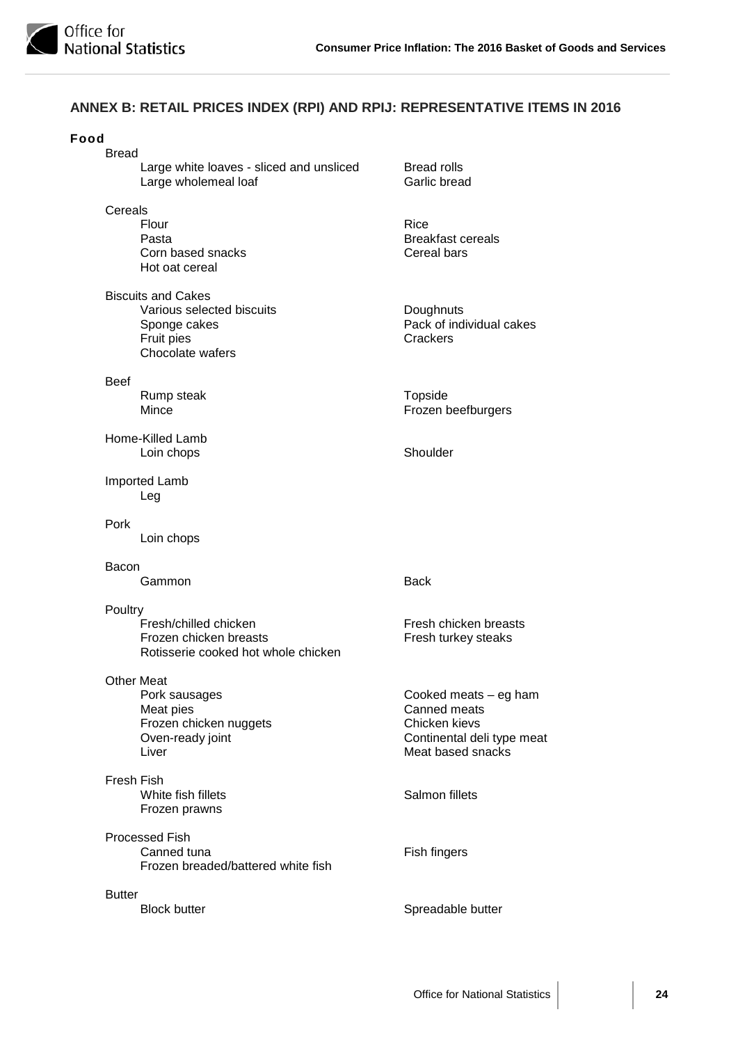## ANNEX B: RETAIL PRICES INDEX (RPI) AND RPIJ: REPRESENTATIVE ITEMS IN 2016

### Food

**Bread**

- Large white loaves - sliced and unsliced
- Large wholemeal loaf
- Bread rolls
- Garlic bread

**Cereals**

- Flour
- Pasta
- Corn based snacks
- Hot oat cereal
- Rice
- Breakfast cereals
- Cereal bars

**Biscuits and Cakes**

- Various selected biscuits
- Sponge cakes
- Fruit pies
- Chocolate wafers
- Doughnuts
- Pack of individual cakes
- Crackers

**Beef**

- Rump steak
- Mince
- Topside
- Frozen beefburgers

**Home-Killed Lamb**

- Loin chops
- Shoulder

**Imported Lamb**

- Leg

**Pork**

- Loin chops

**Bacon**

- Gammon
- Back

**Poultry**

- Fresh/chilled chicken
- Frozen chicken breasts
- Rotisserie cooked hot whole chicken
- Fresh chicken breasts
- Fresh turkey steaks

**Other Meat**

- Pork sausages
- Meat pies
- Frozen chicken nuggets
- Oven-ready joint
- Liver
- Cooked meats – eg ham
- Canned meats
- Chicken kievs
- Continental deli type meat
- Meat based snacks

**Fresh Fish**

- White fish fillets
- Frozen prawns
- Salmon fillets

**Processed Fish**

- Canned tuna
- Frozen breaded/battered white fish
- Fish fingers

**Butter**

- Block butter
- Spreadable butter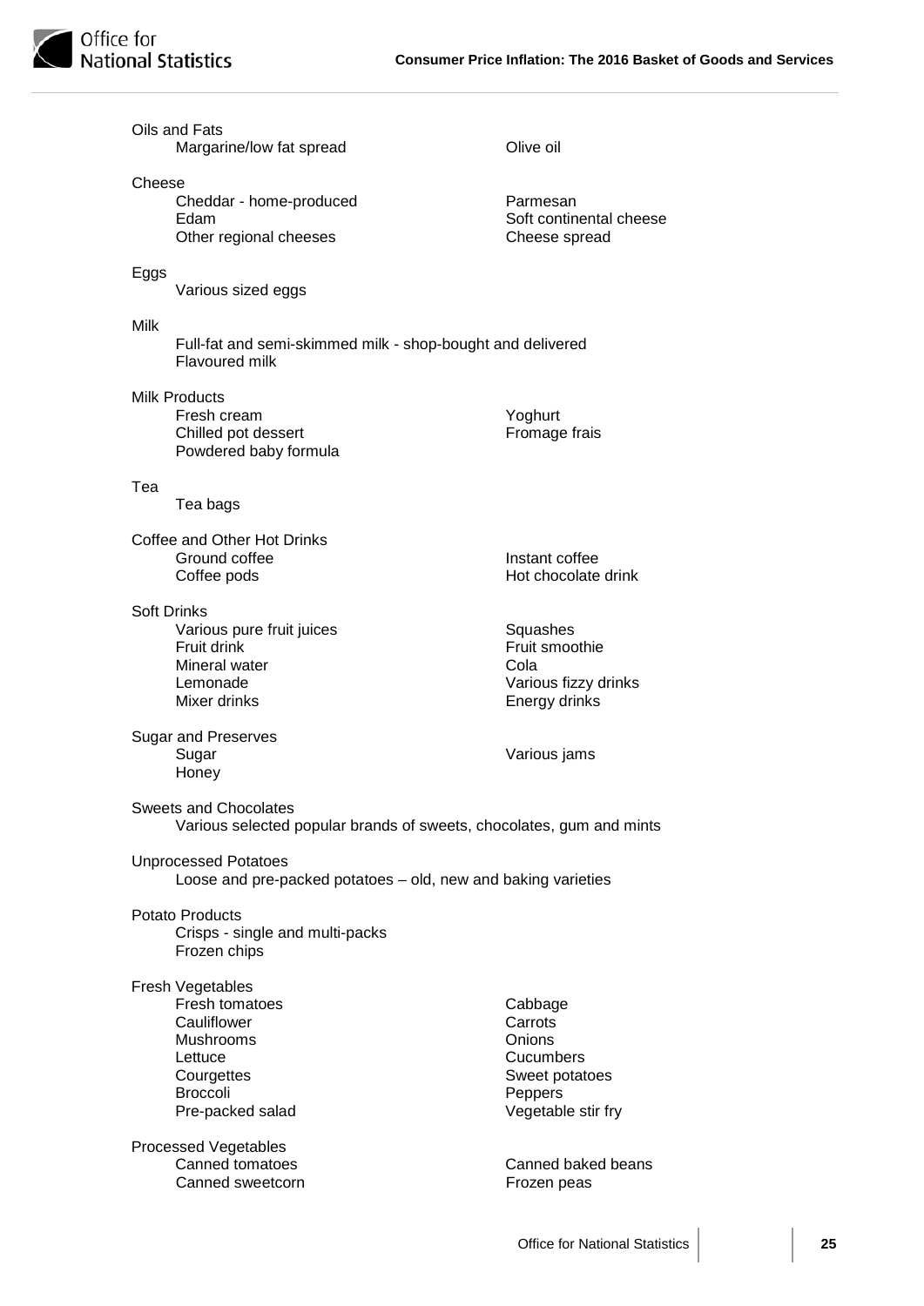Oils and Fats

- Margarine/low fat spread
- Olive oil

Cheese

- Cheddar - home-produced
- Edam
- Other regional cheeses
- Parmesan
- Soft continental cheese
- Cheese spread

Eggs

- Various sized eggs

Milk

- Full-fat and semi-skimmed milk - shop-bought and delivered
- Flavoured milk

Milk Products

- Fresh cream
- Chilled pot dessert
- Powdered baby formula
- Yoghurt
- Fromage frais

Tea

- Tea bags

Coffee and Other Hot Drinks

- Ground coffee
- Coffee pods
- Instant coffee
- Hot chocolate drink

Soft Drinks

- Various pure fruit juices
- Fruit drink
- Mineral water
- Lemonade
- Mixer drinks
- Squashes
- Fruit smoothie
- Cola
- Various fizzy drinks
- Energy drinks

Sugar and Preserves

- Sugar
- Honey
- Various jams

Sweets and Chocolates

- Various selected popular brands of sweets, chocolates, gum and mints

Unprocessed Potatoes

- Loose and pre-packed potatoes – old, new and baking varieties

Potato Products

- Crisps - single and multi-packs
- Frozen chips

Fresh Vegetables

- Fresh tomatoes
- Cauliflower
- Mushrooms
- Lettuce
- Courgettes
- Broccoli
- Pre-packed salad
- Cabbage
- Carrots
- Onions
- Cucumbers
- Sweet potatoes
- Peppers
- Vegetable stir fry

Processed Vegetables

- Canned tomatoes
- Canned sweetcorn
- Canned baked beans
- Frozen peas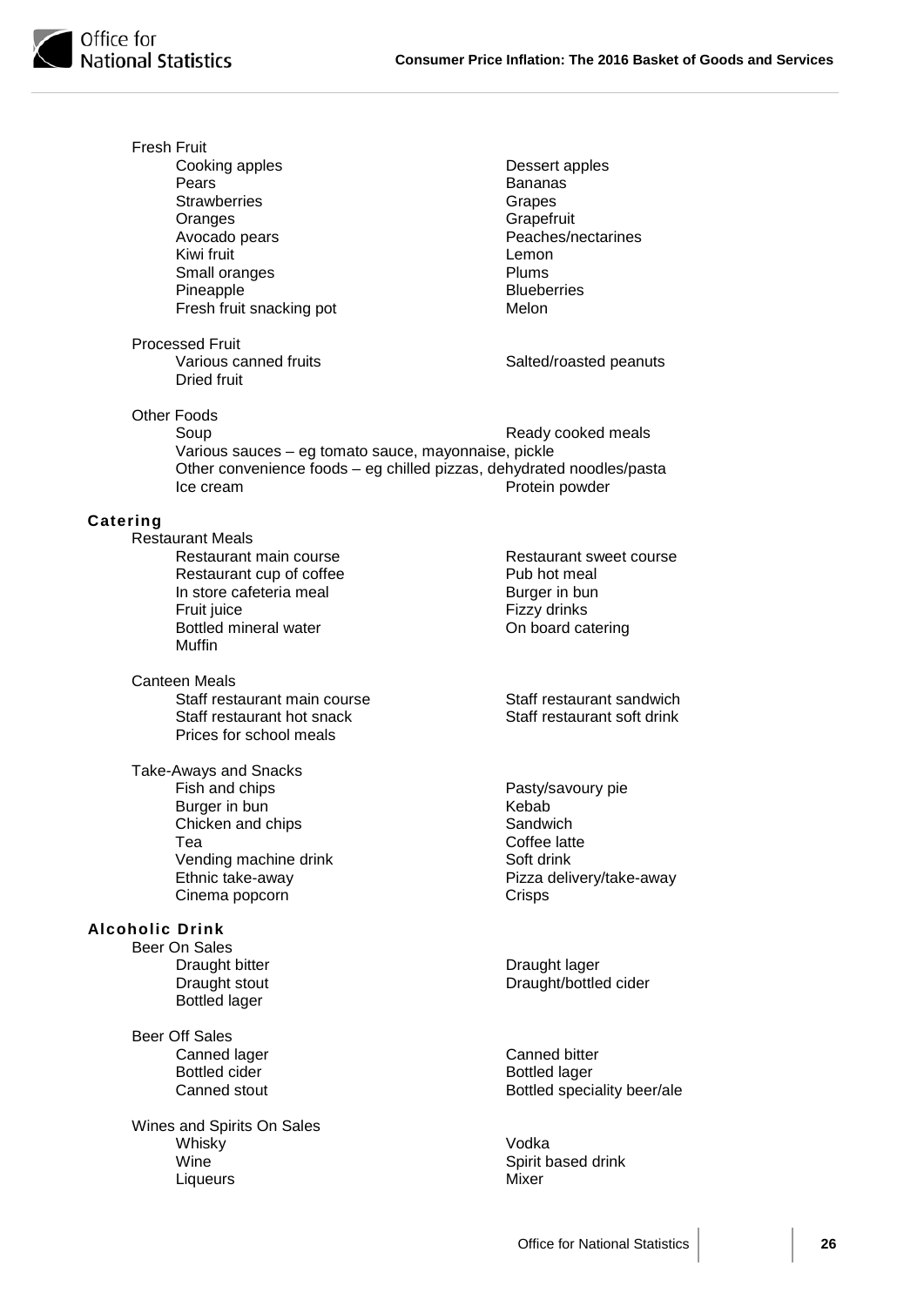Fresh Fruit

- Cooking apples
- Dessert apples
- Pears
- Bananas
- Strawberries
- Grapes
- Oranges
- Grapefruit
- Avocado pears
- Peaches/nectarines
- Kiwi fruit
- Lemon
- Small oranges
- Plums
- Pineapple
- Blueberries
- Fresh fruit snacking pot
- Melon

Processed Fruit

- Various canned fruits
- Salted/roasted peanuts
- Dried fruit

Other Foods

- Soup
- Ready cooked meals
- Various sauces – eg tomato sauce, mayonnaise, pickle
- Other convenience foods – eg chilled pizzas, dehydrated noodles/pasta
- Ice cream
- Protein powder

## Catering

Restaurant Meals

- Restaurant main course
- Restaurant sweet course
- Restaurant cup of coffee
- Pub hot meal
- In store cafeteria meal
- Burger in bun
- Fruit juice
- Fizzy drinks
- Bottled mineral water
- On board catering
- Muffin

Canteen Meals

- Staff restaurant main course
- Staff restaurant sandwich
- Staff restaurant hot snack
- Staff restaurant soft drink
- Prices for school meals

Take-Aways and Snacks

- Fish and chips
- Pasty/savoury pie
- Burger in bun
- Kebab
- Chicken and chips
- Sandwich
- Tea
- Coffee latte
- Vending machine drink
- Soft drink
- Ethnic take-away
- Pizza delivery/take-away
- Cinema popcorn
- Crisps

## Alcoholic Drink

Beer On Sales

- Draught bitter
- Draught lager
- Draught stout
- Draught/bottled cider
- Bottled lager

Beer Off Sales

- Canned lager
- Canned bitter
- Bottled cider
- Bottled lager
- Canned stout
- Bottled speciality beer/ale

Wines and Spirits On Sales

- Whisky
- Vodka
- Wine
- Spirit based drink
- Liqueurs
- Mixer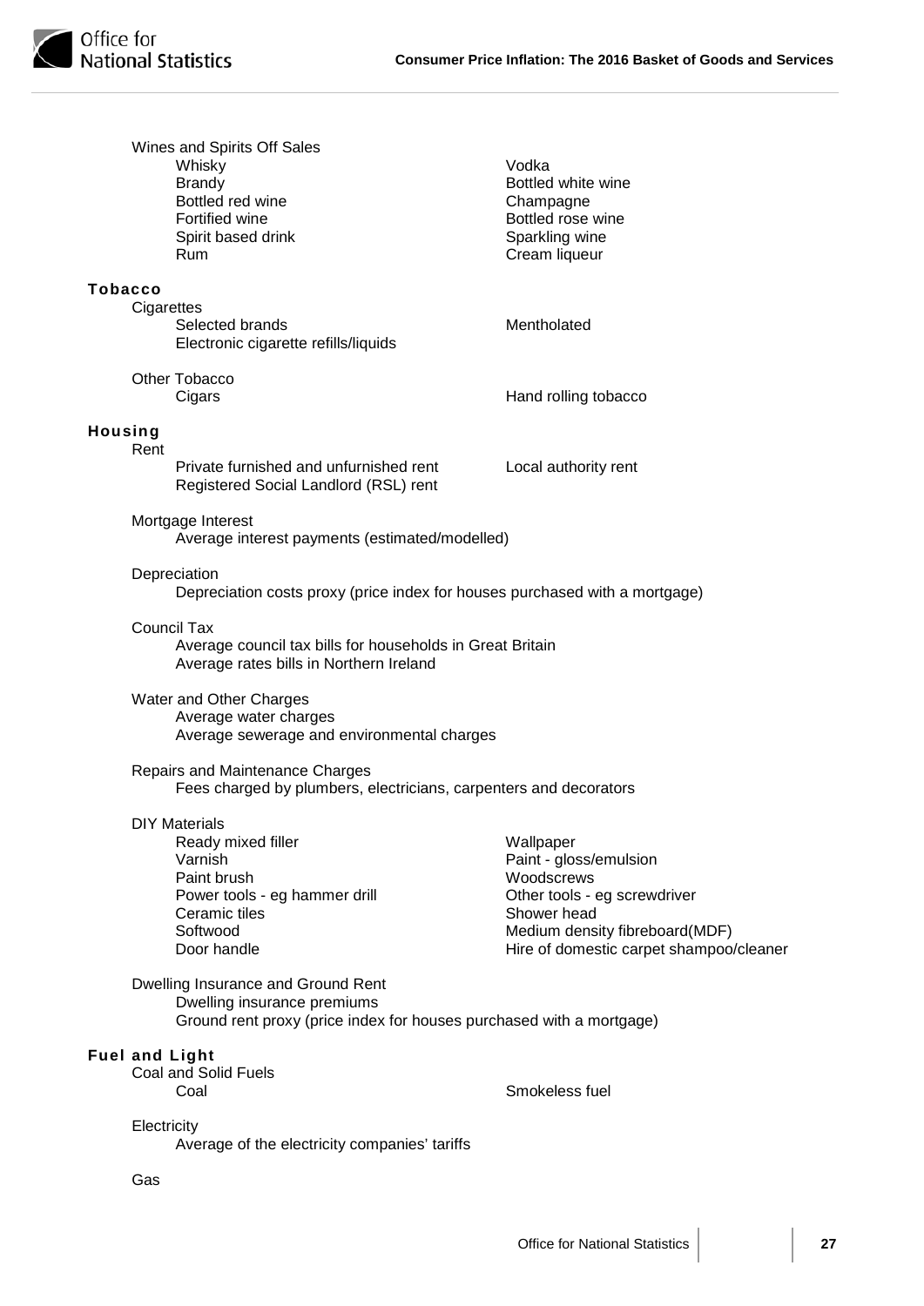Wines and Spirits Off Sales

| | |
|---|---|
| Whisky | Vodka |
| Brandy | Bottled white wine |
| Bottled red wine | Champagne |
| Fortified wine | Bottled rose wine |
| Spirit based drink | Sparkling wine |
| Rum | Cream liqueur |

## Tobacco

Cigarettes

| | |
|---|---|
| Selected brands | Mentholated |
| Electronic cigarette refills/liquids | |

Other Tobacco

| | |
|---|---|
| Cigars | Hand rolling tobacco |

## Housing

Rent

| | |
|---|---|
| Private furnished and unfurnished rent | Local authority rent |
| Registered Social Landlord (RSL) rent | |

Mortgage Interest

Average interest payments (estimated/modelled)

Depreciation

Depreciation costs proxy (price index for houses purchased with a mortgage)

Council Tax

Average council tax bills for households in Great Britain
Average rates bills in Northern Ireland

Water and Other Charges

Average water charges
Average sewerage and environmental charges

Repairs and Maintenance Charges

Fees charged by plumbers, electricians, carpenters and decorators

DIY Materials

| | |
|---|---|
| Ready mixed filler | Wallpaper |
| Varnish | Paint - gloss/emulsion |
| Paint brush | Woodscrews |
| Power tools - eg hammer drill | Other tools - eg screwdriver |
| Ceramic tiles | Shower head |
| Softwood | Medium density fibreboard(MDF) |
| Door handle | Hire of domestic carpet shampoo/cleaner |

Dwelling Insurance and Ground Rent

Dwelling insurance premiums
Ground rent proxy (price index for houses purchased with a mortgage)

## Fuel and Light

Coal and Solid Fuels

| | |
|---|---|
| Coal | Smokeless fuel |

Electricity

Average of the electricity companies' tariffs

Gas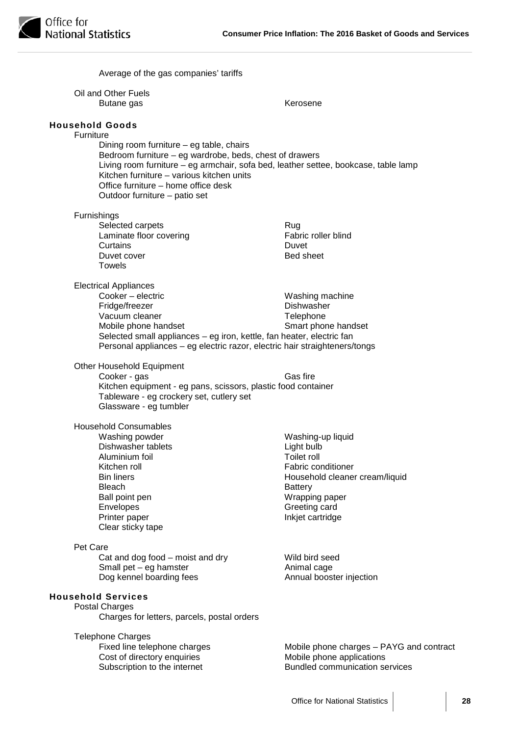Average of the gas companies' tariffs

Oil and Other Fuels

- Butane gas
- Kerosene

### Household Goods

Furniture

- Dining room furniture – eg table, chairs
- Bedroom furniture – eg wardrobe, beds, chest of drawers
- Living room furniture – eg armchair, sofa bed, leather settee, bookcase, table lamp
- Kitchen furniture – various kitchen units
- Office furniture – home office desk
- Outdoor furniture – patio set

Furnishings

- Selected carpets
- Rug
- Laminate floor covering
- Fabric roller blind
- Curtains
- Duvet
- Duvet cover
- Bed sheet
- Towels

Electrical Appliances

- Cooker – electric
- Washing machine
- Fridge/freezer
- Dishwasher
- Vacuum cleaner
- Telephone
- Mobile phone handset
- Smart phone handset
- Selected small appliances – eg iron, kettle, fan heater, electric fan
- Personal appliances – eg electric razor, electric hair straighteners/tongs

Other Household Equipment

- Cooker - gas
- Gas fire
- Kitchen equipment - eg pans, scissors, plastic food container
- Tableware - eg crockery set, cutlery set
- Glassware - eg tumbler

Household Consumables

- Washing powder
- Washing-up liquid
- Dishwasher tablets
- Light bulb
- Aluminium foil
- Toilet roll
- Kitchen roll
- Fabric conditioner
- Bin liners
- Household cleaner cream/liquid
- Bleach
- Battery
- Ball point pen
- Wrapping paper
- Envelopes
- Greeting card
- Printer paper
- Inkjet cartridge
- Clear sticky tape

Pet Care

- Cat and dog food – moist and dry
- Wild bird seed
- Small pet – eg hamster
- Animal cage
- Dog kennel boarding fees
- Annual booster injection

### Household Services

Postal Charges

- Charges for letters, parcels, postal orders

Telephone Charges

- Fixed line telephone charges
- Mobile phone charges – PAYG and contract
- Cost of directory enquiries
- Mobile phone applications
- Subscription to the internet
- Bundled communication services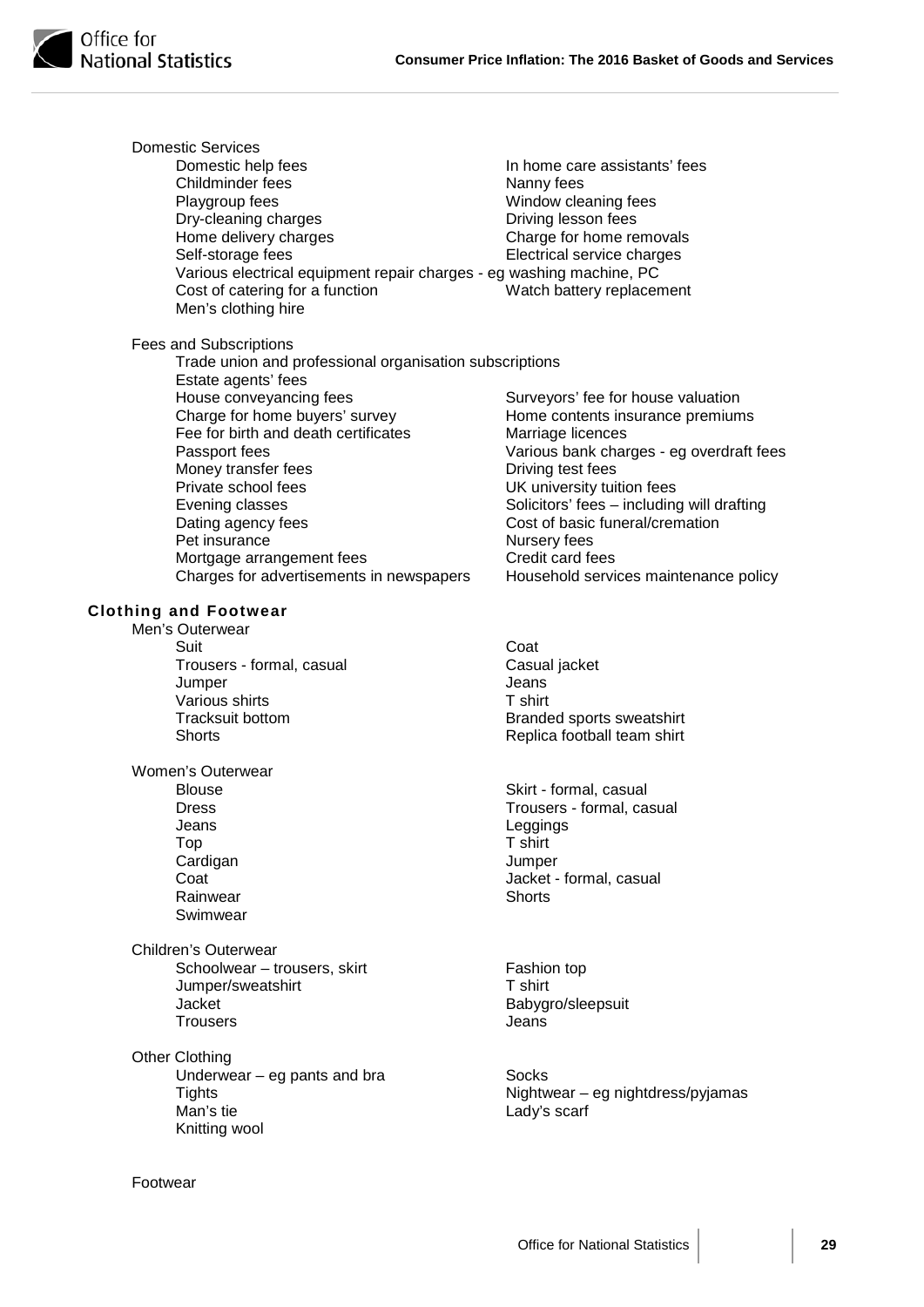Domestic Services

- Domestic help fees
- In home care assistants' fees
- Childminder fees
- Nanny fees
- Playgroup fees
- Window cleaning fees
- Dry-cleaning charges
- Driving lesson fees
- Home delivery charges
- Charge for home removals
- Self-storage fees
- Electrical service charges
- Various electrical equipment repair charges - eg washing machine, PC
- Cost of catering for a function
- Watch battery replacement
- Men's clothing hire

Fees and Subscriptions

- Trade union and professional organisation subscriptions
- Estate agents' fees
- House conveyancing fees
- Surveyors' fee for house valuation
- Charge for home buyers' survey
- Home contents insurance premiums
- Fee for birth and death certificates
- Marriage licences
- Passport fees
- Various bank charges - eg overdraft fees
- Money transfer fees
- Driving test fees
- Private school fees
- UK university tuition fees
- Evening classes
- Solicitors' fees – including will drafting
- Dating agency fees
- Cost of basic funeral/cremation
- Pet insurance
- Nursery fees
- Mortgage arrangement fees
- Credit card fees
- Charges for advertisements in newspapers
- Household services maintenance policy

## Clothing and Footwear

Men's Outerwear

- Suit
- Coat
- Trousers - formal, casual
- Casual jacket
- Jumper
- Jeans
- Various shirts
- T shirt
- Tracksuit bottom
- Branded sports sweatshirt
- Shorts
- Replica football team shirt

Women's Outerwear

- Blouse
- Skirt - formal, casual
- Dress
- Trousers - formal, casual
- Jeans
- Leggings
- Top
- T shirt
- Cardigan
- Jumper
- Coat
- Jacket - formal, casual
- Rainwear
- Shorts
- Swimwear

Children's Outerwear

- Schoolwear – trousers, skirt
- Fashion top
- Jumper/sweatshirt
- T shirt
- Jacket
- Babygro/sleepsuit
- Trousers
- Jeans

Other Clothing

- Underwear – eg pants and bra
- Socks
- Tights
- Nightwear – eg nightdress/pyjamas
- Man's tie
- Lady's scarf
- Knitting wool

Footwear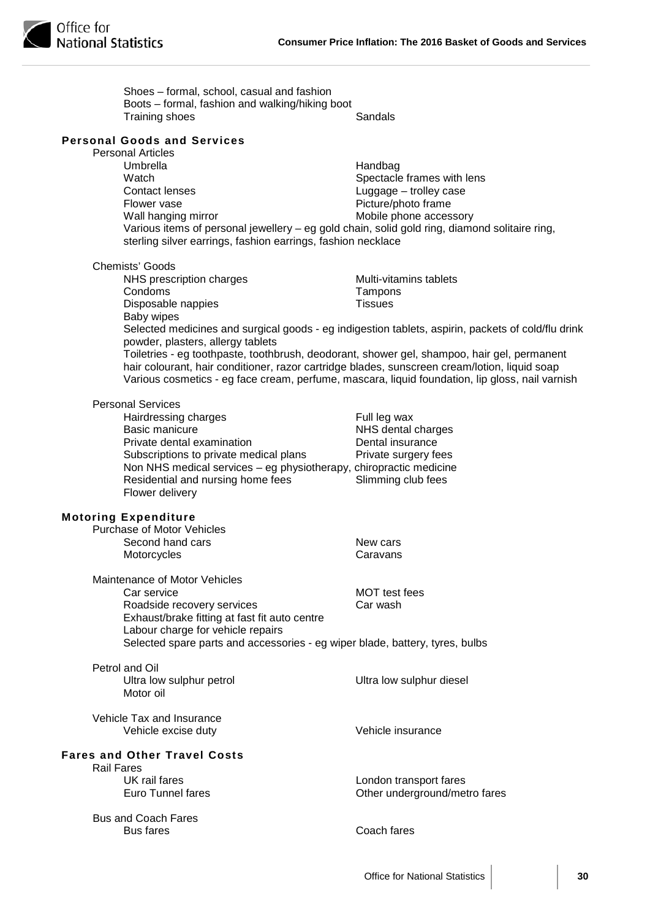Shoes – formal, school, casual and fashion
Boots – formal, fashion and walking/hiking boot
Training shoes
Sandals

## Personal Goods and Services

### Personal Articles

- Umbrella
- Handbag
- Watch
- Spectacle frames with lens
- Contact lenses
- Luggage – trolley case
- Flower vase
- Picture/photo frame
- Wall hanging mirror
- Mobile phone accessory

Various items of personal jewellery – eg gold chain, solid gold ring, diamond solitaire ring, sterling silver earrings, fashion earrings, fashion necklace

### Chemists' Goods

- NHS prescription charges
- Multi-vitamins tablets
- Condoms
- Tampons
- Disposable nappies
- Tissues
- Baby wipes

Selected medicines and surgical goods - eg indigestion tablets, aspirin, packets of cold/flu drink powder, plasters, allergy tablets

Toiletries - eg toothpaste, toothbrush, deodorant, shower gel, shampoo, hair gel, permanent hair colourant, hair conditioner, razor cartridge blades, sunscreen cream/lotion, liquid soap

Various cosmetics - eg face cream, perfume, mascara, liquid foundation, lip gloss, nail varnish

### Personal Services

- Hairdressing charges
- Full leg wax
- Basic manicure
- NHS dental charges
- Private dental examination
- Dental insurance
- Subscriptions to private medical plans
- Private surgery fees
- Non NHS medical services – eg physiotherapy, chiropractic medicine
- Residential and nursing home fees
- Slimming club fees
- Flower delivery

## Motoring Expenditure

### Purchase of Motor Vehicles

- Second hand cars
- New cars
- Motorcycles
- Caravans

### Maintenance of Motor Vehicles

- Car service
- MOT test fees
- Roadside recovery services
- Car wash
- Exhaust/brake fitting at fast fit auto centre
- Labour charge for vehicle repairs

Selected spare parts and accessories - eg wiper blade, battery, tyres, bulbs

### Petrol and Oil

- Ultra low sulphur petrol
- Ultra low sulphur diesel
- Motor oil

### Vehicle Tax and Insurance

- Vehicle excise duty
- Vehicle insurance

## Fares and Other Travel Costs

### Rail Fares

- UK rail fares
- London transport fares
- Euro Tunnel fares
- Other underground/metro fares

### Bus and Coach Fares

- Bus fares
- Coach fares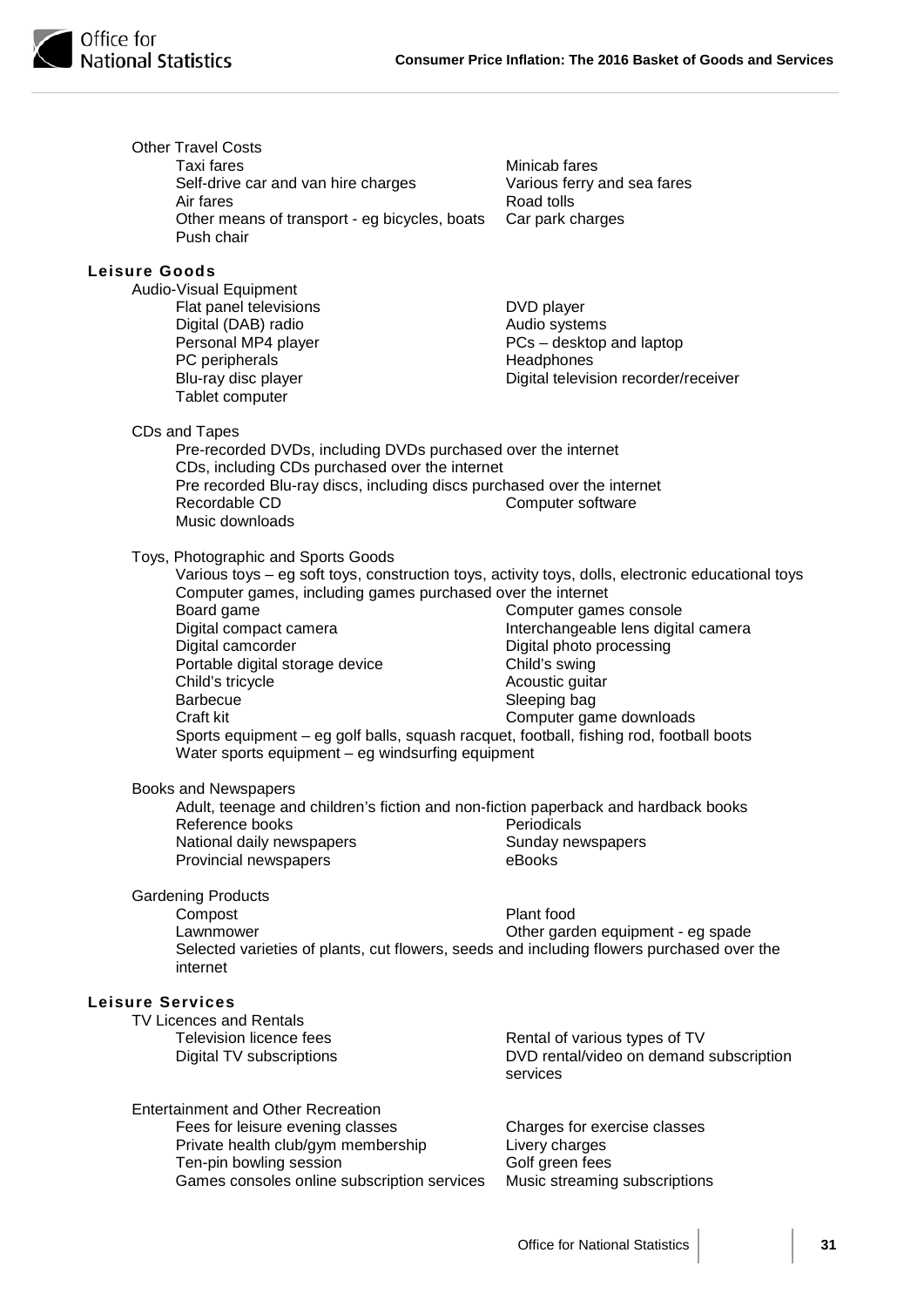Other Travel Costs

- Taxi fares
- Minicab fares
- Self-drive car and van hire charges
- Various ferry and sea fares
- Air fares
- Road tolls
- Other means of transport - eg bicycles, boats
- Car park charges
- Push chair

## Leisure Goods

Audio-Visual Equipment

- Flat panel televisions
- DVD player
- Digital (DAB) radio
- Audio systems
- Personal MP4 player
- PCs – desktop and laptop
- PC peripherals
- Headphones
- Blu-ray disc player
- Digital television recorder/receiver
- Tablet computer

CDs and Tapes

- Pre-recorded DVDs, including DVDs purchased over the internet
- CDs, including CDs purchased over the internet
- Pre recorded Blu-ray discs, including discs purchased over the internet
- Recordable CD
- Computer software
- Music downloads

Toys, Photographic and Sports Goods

- Various toys – eg soft toys, construction toys, activity toys, dolls, electronic educational toys
- Computer games, including games purchased over the internet
- Board game
- Computer games console
- Digital compact camera
- Interchangeable lens digital camera
- Digital camcorder
- Digital photo processing
- Portable digital storage device
- Child's swing
- Child's tricycle
- Acoustic guitar
- Barbecue
- Sleeping bag
- Craft kit
- Computer game downloads
- Sports equipment – eg golf balls, squash racquet, football, fishing rod, football boots
- Water sports equipment – eg windsurfing equipment

Books and Newspapers

- Adult, teenage and children's fiction and non-fiction paperback and hardback books
- Reference books
- Periodicals
- National daily newspapers
- Sunday newspapers
- Provincial newspapers
- eBooks

Gardening Products

- Compost
- Plant food
- Lawnmower
- Other garden equipment - eg spade
- Selected varieties of plants, cut flowers, seeds and including flowers purchased over the internet

## Leisure Services

TV Licences and Rentals

- Television licence fees
- Rental of various types of TV
- Digital TV subscriptions
- DVD rental/video on demand subscription services

Entertainment and Other Recreation

- Fees for leisure evening classes
- Charges for exercise classes
- Private health club/gym membership
- Livery charges
- Ten-pin bowling session
- Golf green fees
- Games consoles online subscription services
- Music streaming subscriptions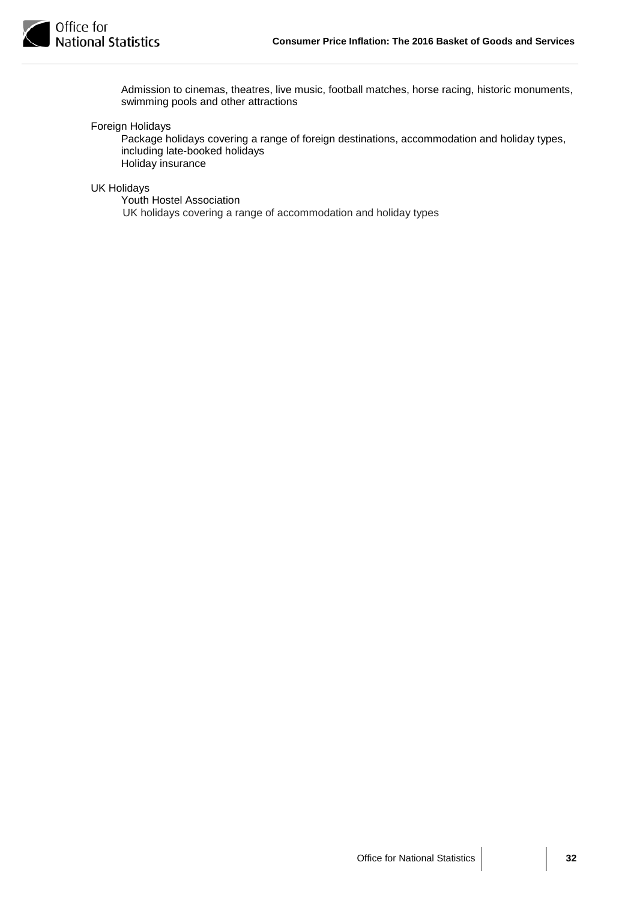Admission to cinemas, theatres, live music, football matches, horse racing, historic monuments, swimming pools and other attractions

Foreign Holidays

Package holidays covering a range of foreign destinations, accommodation and holiday types, including late-booked holidays

Holiday insurance

UK Holidays

Youth Hostel Association

UK holidays covering a range of accommodation and holiday types